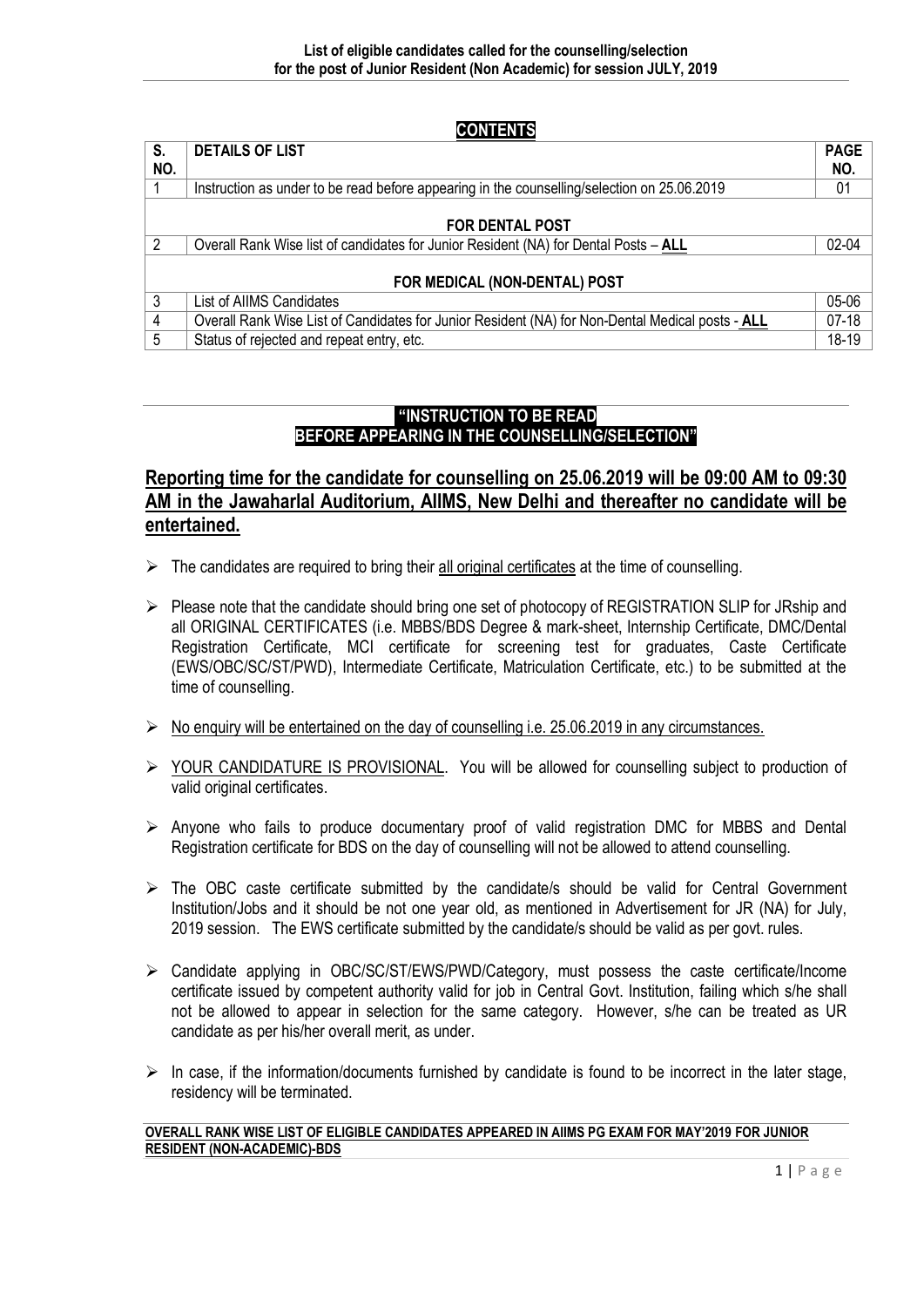**List of eligible candidates called for the counselling/selection for the post of Junior Resident (Non Academic) for session JULY, 2019**

## CONTENTS

| S. NO. | DETAILS OF LIST | PAGE NO. |
|---|---|---|
| 1 | Instruction as under to be read before appearing in the counselling/selection on 25.06.2019 | 01 |
| | **FOR DENTAL POST** | |
| 2 | Overall Rank Wise list of candidates for Junior Resident (NA) for Dental Posts – **ALL** | 02-04 |
| | **FOR MEDICAL (NON-DENTAL) POST** | |
| 3 | List of AIIMS Candidates | 05-06 |
| 4 | Overall Rank Wise List of Candidates for Junior Resident (NA) for Non-Dental Medical posts - **ALL** | 07-18 |
| 5 | Status of rejected and repeat entry, etc. | 18-19 |

## "INSTRUCTION TO BE READ BEFORE APPEARING IN THE COUNSELLING/SELECTION"

## Reporting time for the candidate for counselling on 25.06.2019 will be 09:00 AM to 09:30 AM in the Jawaharlal Auditorium, AIIMS, New Delhi and thereafter no candidate will be entertained.

- The candidates are required to bring their all original certificates at the time of counselling.
- Please note that the candidate should bring one set of photocopy of REGISTRATION SLIP for JRship and all ORIGINAL CERTIFICATES (i.e. MBBS/BDS Degree & mark-sheet, Internship Certificate, DMC/Dental Registration Certificate, MCI certificate for screening test for graduates, Caste Certificate (EWS/OBC/SC/ST/PWD), Intermediate Certificate, Matriculation Certificate, etc.) to be submitted at the time of counselling.
- No enquiry will be entertained on the day of counselling i.e. 25.06.2019 in any circumstances.
- YOUR CANDIDATURE IS PROVISIONAL. You will be allowed for counselling subject to production of valid original certificates.
- Anyone who fails to produce documentary proof of valid registration DMC for MBBS and Dental Registration certificate for BDS on the day of counselling will not be allowed to attend counselling.
- The OBC caste certificate submitted by the candidate/s should be valid for Central Government Institution/Jobs and it should be not one year old, as mentioned in Advertisement for JR (NA) for July, 2019 session. The EWS certificate submitted by the candidate/s should be valid as per govt. rules.
- Candidate applying in OBC/SC/ST/EWS/PWD/Category, must possess the caste certificate/Income certificate issued by competent authority valid for job in Central Govt. Institution, failing which s/he shall not be allowed to appear in selection for the same category. However, s/he can be treated as UR candidate as per his/her overall merit, as under.
- In case, if the information/documents furnished by candidate is found to be incorrect in the later stage, residency will be terminated.

**OVERALL RANK WISE LIST OF ELIGIBLE CANDIDATES APPEARED IN AIIMS PG EXAM FOR MAY'2019 FOR JUNIOR RESIDENT (NON-ACADEMIC)-BDS**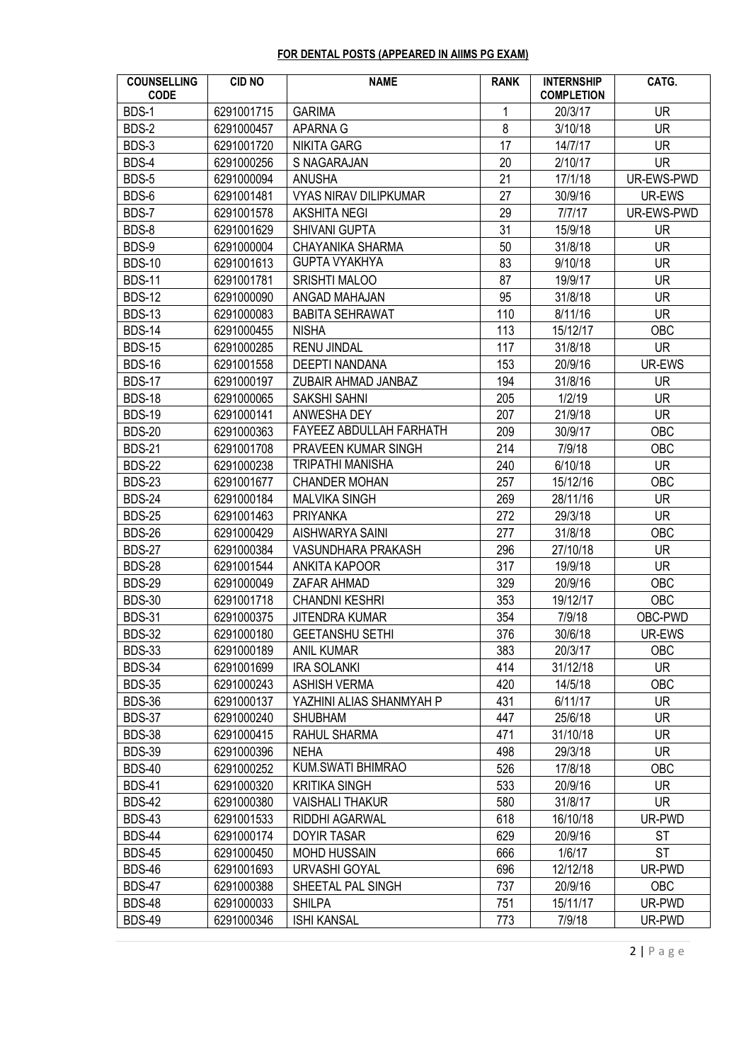**FOR DENTAL POSTS (APPEARED IN AIIMS PG EXAM)**

| COUNSELLING CODE | CID NO | NAME | RANK | INTERNSHIP COMPLETION | CATG. |
|---|---|---|---|---|---|
| BDS-1 | 6291001715 | GARIMA | 1 | 20/3/17 | UR |
| BDS-2 | 6291000457 | APARNA G | 8 | 3/10/18 | UR |
| BDS-3 | 6291001720 | NIKITA GARG | 17 | 14/7/17 | UR |
| BDS-4 | 6291000256 | S NAGARAJAN | 20 | 2/10/17 | UR |
| BDS-5 | 6291000094 | ANUSHA | 21 | 17/1/18 | UR-EWS-PWD |
| BDS-6 | 6291001481 | VYAS NIRAV DILIPKUMAR | 27 | 30/9/16 | UR-EWS |
| BDS-7 | 6291001578 | AKSHITA NEGI | 29 | 7/7/17 | UR-EWS-PWD |
| BDS-8 | 6291001629 | SHIVANI GUPTA | 31 | 15/9/18 | UR |
| BDS-9 | 6291000004 | CHAYANIKA SHARMA | 50 | 31/8/18 | UR |
| BDS-10 | 6291001613 | GUPTA VYAKHYA | 83 | 9/10/18 | UR |
| BDS-11 | 6291001781 | SRISHTI MALOO | 87 | 19/9/17 | UR |
| BDS-12 | 6291000090 | ANGAD MAHAJAN | 95 | 31/8/18 | UR |
| BDS-13 | 6291000083 | BABITA SEHRAWAT | 110 | 8/11/16 | UR |
| BDS-14 | 6291000455 | NISHA | 113 | 15/12/17 | OBC |
| BDS-15 | 6291000285 | RENU JINDAL | 117 | 31/8/18 | UR |
| BDS-16 | 6291001558 | DEEPTI NANDANA | 153 | 20/9/16 | UR-EWS |
| BDS-17 | 6291000197 | ZUBAIR AHMAD JANBAZ | 194 | 31/8/16 | UR |
| BDS-18 | 6291000065 | SAKSHI SAHNI | 205 | 1/2/19 | UR |
| BDS-19 | 6291000141 | ANWESHA DEY | 207 | 21/9/18 | UR |
| BDS-20 | 6291000363 | FAYEEZ ABDULLAH FARHATH | 209 | 30/9/17 | OBC |
| BDS-21 | 6291001708 | PRAVEEN KUMAR SINGH | 214 | 7/9/18 | OBC |
| BDS-22 | 6291000238 | TRIPATHI MANISHA | 240 | 6/10/18 | UR |
| BDS-23 | 6291001677 | CHANDER MOHAN | 257 | 15/12/16 | OBC |
| BDS-24 | 6291000184 | MALVIKA SINGH | 269 | 28/11/16 | UR |
| BDS-25 | 6291001463 | PRIYANKA | 272 | 29/3/18 | UR |
| BDS-26 | 6291000429 | AISHWARYA SAINI | 277 | 31/8/18 | OBC |
| BDS-27 | 6291000384 | VASUNDHARA PRAKASH | 296 | 27/10/18 | UR |
| BDS-28 | 6291001544 | ANKITA KAPOOR | 317 | 19/9/18 | UR |
| BDS-29 | 6291000049 | ZAFAR AHMAD | 329 | 20/9/16 | OBC |
| BDS-30 | 6291001718 | CHANDNI KESHRI | 353 | 19/12/17 | OBC |
| BDS-31 | 6291000375 | JITENDRA KUMAR | 354 | 7/9/18 | OBC-PWD |
| BDS-32 | 6291000180 | GEETANSHU SETHI | 376 | 30/6/18 | UR-EWS |
| BDS-33 | 6291000189 | ANIL KUMAR | 383 | 20/3/17 | OBC |
| BDS-34 | 6291001699 | IRA SOLANKI | 414 | 31/12/18 | UR |
| BDS-35 | 6291000243 | ASHISH VERMA | 420 | 14/5/18 | OBC |
| BDS-36 | 6291000137 | YAZHINI ALIAS SHANMYAH P | 431 | 6/11/17 | UR |
| BDS-37 | 6291000240 | SHUBHAM | 447 | 25/6/18 | UR |
| BDS-38 | 6291000415 | RAHUL SHARMA | 471 | 31/10/18 | UR |
| BDS-39 | 6291000396 | NEHA | 498 | 29/3/18 | UR |
| BDS-40 | 6291000252 | KUM.SWATI BHIMRAO | 526 | 17/8/18 | OBC |
| BDS-41 | 6291000320 | KRITIKA SINGH | 533 | 20/9/16 | UR |
| BDS-42 | 6291000380 | VAISHALI THAKUR | 580 | 31/8/17 | UR |
| BDS-43 | 6291001533 | RIDDHI AGARWAL | 618 | 16/10/18 | UR-PWD |
| BDS-44 | 6291000174 | DOYIR TASAR | 629 | 20/9/16 | ST |
| BDS-45 | 6291000450 | MOHD HUSSAIN | 666 | 1/6/17 | ST |
| BDS-46 | 6291001693 | URVASHI GOYAL | 696 | 12/12/18 | UR-PWD |
| BDS-47 | 6291000388 | SHEETAL PAL SINGH | 737 | 20/9/16 | OBC |
| BDS-48 | 6291000033 | SHILPA | 751 | 15/11/17 | UR-PWD |
| BDS-49 | 6291000346 | ISHI KANSAL | 773 | 7/9/18 | UR-PWD |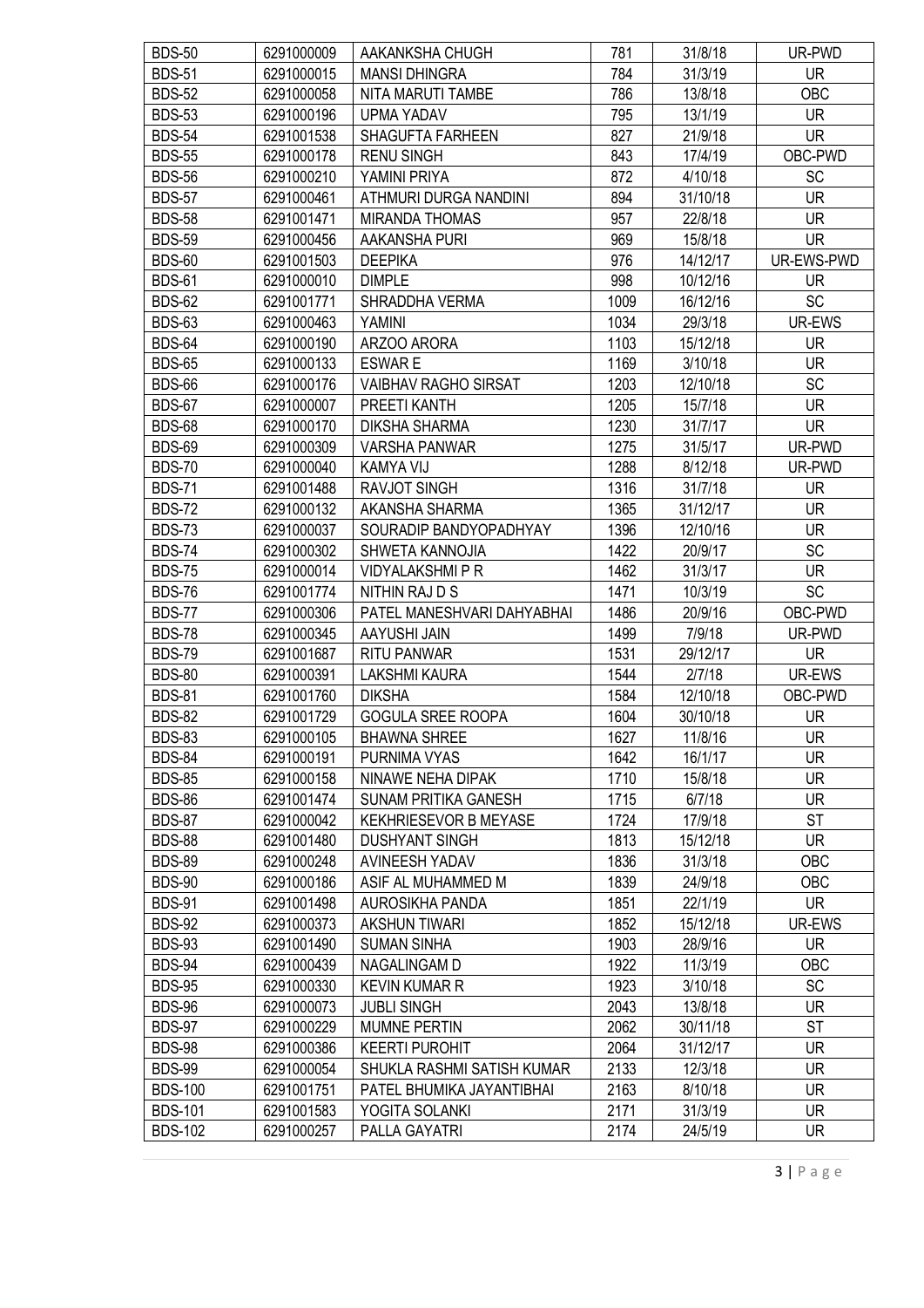| BDS-50 | 6291000009 | AAKANKSHA CHUGH | 781 | 31/8/18 | UR-PWD |
|---|---|---|---|---|---|
| BDS-51 | 6291000015 | MANSI DHINGRA | 784 | 31/3/19 | UR |
| BDS-52 | 6291000058 | NITA MARUTI TAMBE | 786 | 13/8/18 | OBC |
| BDS-53 | 6291000196 | UPMA YADAV | 795 | 13/1/19 | UR |
| BDS-54 | 6291001538 | SHAGUFTA FARHEEN | 827 | 21/9/18 | UR |
| BDS-55 | 6291000178 | RENU SINGH | 843 | 17/4/19 | OBC-PWD |
| BDS-56 | 6291000210 | YAMINI PRIYA | 872 | 4/10/18 | SC |
| BDS-57 | 6291000461 | ATHMURI DURGA NANDINI | 894 | 31/10/18 | UR |
| BDS-58 | 6291001471 | MIRANDA THOMAS | 957 | 22/8/18 | UR |
| BDS-59 | 6291000456 | AAKANSHA PURI | 969 | 15/8/18 | UR |
| BDS-60 | 6291001503 | DEEPIKA | 976 | 14/12/17 | UR-EWS-PWD |
| BDS-61 | 6291000010 | DIMPLE | 998 | 10/12/16 | UR |
| BDS-62 | 6291001771 | SHRADDHA VERMA | 1009 | 16/12/16 | SC |
| BDS-63 | 6291000463 | YAMINI | 1034 | 29/3/18 | UR-EWS |
| BDS-64 | 6291000190 | ARZOO ARORA | 1103 | 15/12/18 | UR |
| BDS-65 | 6291000133 | ESWAR E | 1169 | 3/10/18 | UR |
| BDS-66 | 6291000176 | VAIBHAV RAGHO SIRSAT | 1203 | 12/10/18 | SC |
| BDS-67 | 6291000007 | PREETI KANTH | 1205 | 15/7/18 | UR |
| BDS-68 | 6291000170 | DIKSHA SHARMA | 1230 | 31/7/17 | UR |
| BDS-69 | 6291000309 | VARSHA PANWAR | 1275 | 31/5/17 | UR-PWD |
| BDS-70 | 6291000040 | KAMYA VIJ | 1288 | 8/12/18 | UR-PWD |
| BDS-71 | 6291001488 | RAVJOT SINGH | 1316 | 31/7/18 | UR |
| BDS-72 | 6291000132 | AKANSHA SHARMA | 1365 | 31/12/17 | UR |
| BDS-73 | 6291000037 | SOURADIP BANDYOPADHYAY | 1396 | 12/10/16 | UR |
| BDS-74 | 6291000302 | SHWETA KANNOJIA | 1422 | 20/9/17 | SC |
| BDS-75 | 6291000014 | VIDYALAKSHMI P R | 1462 | 31/3/17 | UR |
| BDS-76 | 6291001774 | NITHIN RAJ D S | 1471 | 10/3/19 | SC |
| BDS-77 | 6291000306 | PATEL MANESHVARI DAHYABHAI | 1486 | 20/9/16 | OBC-PWD |
| BDS-78 | 6291000345 | AAYUSHI JAIN | 1499 | 7/9/18 | UR-PWD |
| BDS-79 | 6291001687 | RITU PANWAR | 1531 | 29/12/17 | UR |
| BDS-80 | 6291000391 | LAKSHMI KAURA | 1544 | 2/7/18 | UR-EWS |
| BDS-81 | 6291001760 | DIKSHA | 1584 | 12/10/18 | OBC-PWD |
| BDS-82 | 6291001729 | GOGULA SREE ROOPA | 1604 | 30/10/18 | UR |
| BDS-83 | 6291000105 | BHAWNA SHREE | 1627 | 11/8/16 | UR |
| BDS-84 | 6291000191 | PURNIMA VYAS | 1642 | 16/1/17 | UR |
| BDS-85 | 6291000158 | NINAWE NEHA DIPAK | 1710 | 15/8/18 | UR |
| BDS-86 | 6291001474 | SUNAM PRITIKA GANESH | 1715 | 6/7/18 | UR |
| BDS-87 | 6291000042 | KEKHRIESEVOR B MEYASE | 1724 | 17/9/18 | ST |
| BDS-88 | 6291001480 | DUSHYANT SINGH | 1813 | 15/12/18 | UR |
| BDS-89 | 6291000248 | AVINEESH YADAV | 1836 | 31/3/18 | OBC |
| BDS-90 | 6291000186 | ASIF AL MUHAMMED M | 1839 | 24/9/18 | OBC |
| BDS-91 | 6291001498 | AUROSIKHA PANDA | 1851 | 22/1/19 | UR |
| BDS-92 | 6291000373 | AKSHUN TIWARI | 1852 | 15/12/18 | UR-EWS |
| BDS-93 | 6291001490 | SUMAN SINHA | 1903 | 28/9/16 | UR |
| BDS-94 | 6291000439 | NAGALINGAM D | 1922 | 11/3/19 | OBC |
| BDS-95 | 6291000330 | KEVIN KUMAR R | 1923 | 3/10/18 | SC |
| BDS-96 | 6291000073 | JUBLI SINGH | 2043 | 13/8/18 | UR |
| BDS-97 | 6291000229 | MUMNE PERTIN | 2062 | 30/11/18 | ST |
| BDS-98 | 6291000386 | KEERTI PUROHIT | 2064 | 31/12/17 | UR |
| BDS-99 | 6291000054 | SHUKLA RASHMI SATISH KUMAR | 2133 | 12/3/18 | UR |
| BDS-100 | 6291001751 | PATEL BHUMIKA JAYANTIBHAI | 2163 | 8/10/18 | UR |
| BDS-101 | 6291001583 | YOGITA SOLANKI | 2171 | 31/3/19 | UR |
| BDS-102 | 6291000257 | PALLA GAYATRI | 2174 | 24/5/19 | UR |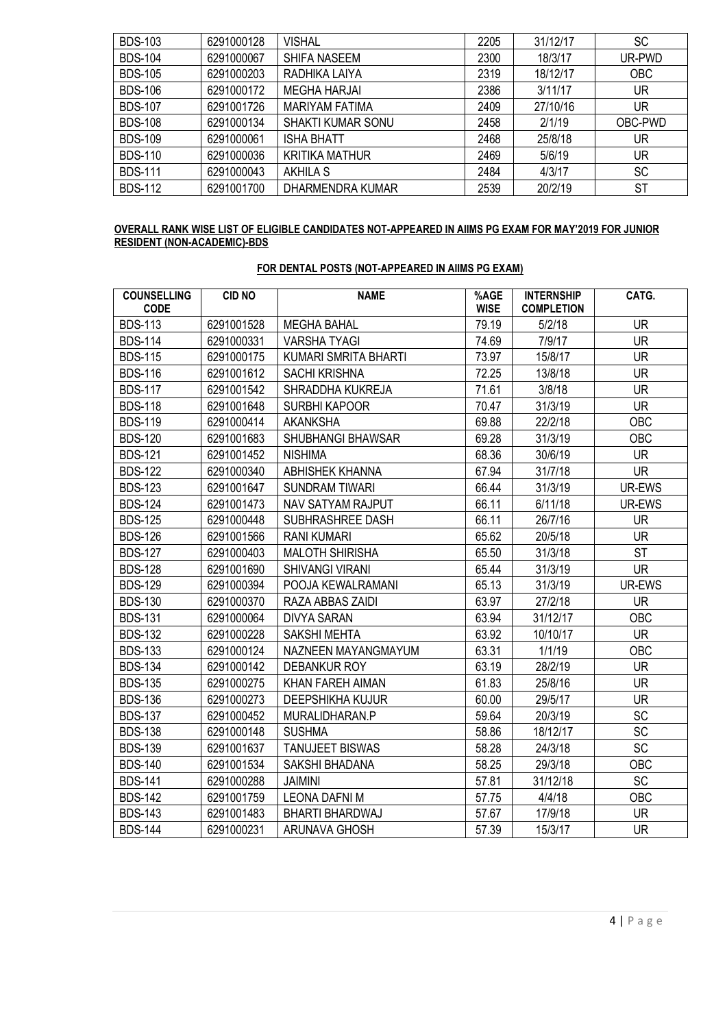| BDS-103 | 6291000128 | VISHAL | 2205 | 31/12/17 | SC |
|---|---|---|---|---|---|
| BDS-104 | 6291000067 | SHIFA NASEEM | 2300 | 18/3/17 | UR-PWD |
| BDS-105 | 6291000203 | RADHIKA LAIYA | 2319 | 18/12/17 | OBC |
| BDS-106 | 6291000172 | MEGHA HARJAI | 2386 | 3/11/17 | UR |
| BDS-107 | 6291001726 | MARIYAM FATIMA | 2409 | 27/10/16 | UR |
| BDS-108 | 6291000134 | SHAKTI KUMAR SONU | 2458 | 2/1/19 | OBC-PWD |
| BDS-109 | 6291000061 | ISHA BHATT | 2468 | 25/8/18 | UR |
| BDS-110 | 6291000036 | KRITIKA MATHUR | 2469 | 5/6/19 | UR |
| BDS-111 | 6291000043 | AKHILA S | 2484 | 4/3/17 | SC |
| BDS-112 | 6291001700 | DHARMENDRA KUMAR | 2539 | 20/2/19 | ST |

**OVERALL RANK WISE LIST OF ELIGIBLE CANDIDATES NOT-APPEARED IN AIIMS PG EXAM FOR MAY'2019 FOR JUNIOR RESIDENT (NON-ACADEMIC)-BDS**

**FOR DENTAL POSTS (NOT-APPEARED IN AIIMS PG EXAM)**

| COUNSELLING CODE | CID NO | NAME | %AGE WISE | INTERNSHIP COMPLETION | CATG. |
|---|---|---|---|---|---|
| BDS-113 | 6291001528 | MEGHA BAHAL | 79.19 | 5/2/18 | UR |
| BDS-114 | 6291000331 | VARSHA TYAGI | 74.69 | 7/9/17 | UR |
| BDS-115 | 6291000175 | KUMARI SMRITA BHARTI | 73.97 | 15/8/17 | UR |
| BDS-116 | 6291001612 | SACHI KRISHNA | 72.25 | 13/8/18 | UR |
| BDS-117 | 6291001542 | SHRADDHA KUKREJA | 71.61 | 3/8/18 | UR |
| BDS-118 | 6291001648 | SURBHI KAPOOR | 70.47 | 31/3/19 | UR |
| BDS-119 | 6291000414 | AKANKSHA | 69.88 | 22/2/18 | OBC |
| BDS-120 | 6291001683 | SHUBHANGI BHAWSAR | 69.28 | 31/3/19 | OBC |
| BDS-121 | 6291001452 | NISHIMA | 68.36 | 30/6/19 | UR |
| BDS-122 | 6291000340 | ABHISHEK KHANNA | 67.94 | 31/7/18 | UR |
| BDS-123 | 6291001647 | SUNDRAM TIWARI | 66.44 | 31/3/19 | UR-EWS |
| BDS-124 | 6291001473 | NAV SATYAM RAJPUT | 66.11 | 6/11/18 | UR-EWS |
| BDS-125 | 6291000448 | SUBHRASHREE DASH | 66.11 | 26/7/16 | UR |
| BDS-126 | 6291001566 | RANI KUMARI | 65.62 | 20/5/18 | UR |
| BDS-127 | 6291000403 | MALOTH SHIRISHA | 65.50 | 31/3/18 | ST |
| BDS-128 | 6291001690 | SHIVANGI VIRANI | 65.44 | 31/3/19 | UR |
| BDS-129 | 6291000394 | POOJA KEWALRAMANI | 65.13 | 31/3/19 | UR-EWS |
| BDS-130 | 6291000370 | RAZA ABBAS ZAIDI | 63.97 | 27/2/18 | UR |
| BDS-131 | 6291000064 | DIVYA SARAN | 63.94 | 31/12/17 | OBC |
| BDS-132 | 6291000228 | SAKSHI MEHTA | 63.92 | 10/10/17 | UR |
| BDS-133 | 6291000124 | NAZNEEN MAYANGMAYUM | 63.31 | 1/1/19 | OBC |
| BDS-134 | 6291000142 | DEBANKUR ROY | 63.19 | 28/2/19 | UR |
| BDS-135 | 6291000275 | KHAN FAREH AIMAN | 61.83 | 25/8/16 | UR |
| BDS-136 | 6291000273 | DEEPSHIKHA KUJUR | 60.00 | 29/5/17 | UR |
| BDS-137 | 6291000452 | MURALIDHARAN.P | 59.64 | 20/3/19 | SC |
| BDS-138 | 6291000148 | SUSHMA | 58.86 | 18/12/17 | SC |
| BDS-139 | 6291001637 | TANUJEET BISWAS | 58.28 | 24/3/18 | SC |
| BDS-140 | 6291001534 | SAKSHI BHADANA | 58.25 | 29/3/18 | OBC |
| BDS-141 | 6291000288 | JAIMINI | 57.81 | 31/12/18 | SC |
| BDS-142 | 6291001759 | LEONA DAFNI M | 57.75 | 4/4/18 | OBC |
| BDS-143 | 6291001483 | BHARTI BHARDWAJ | 57.67 | 17/9/18 | UR |
| BDS-144 | 6291000231 | ARUNAVA GHOSH | 57.39 | 15/3/17 | UR |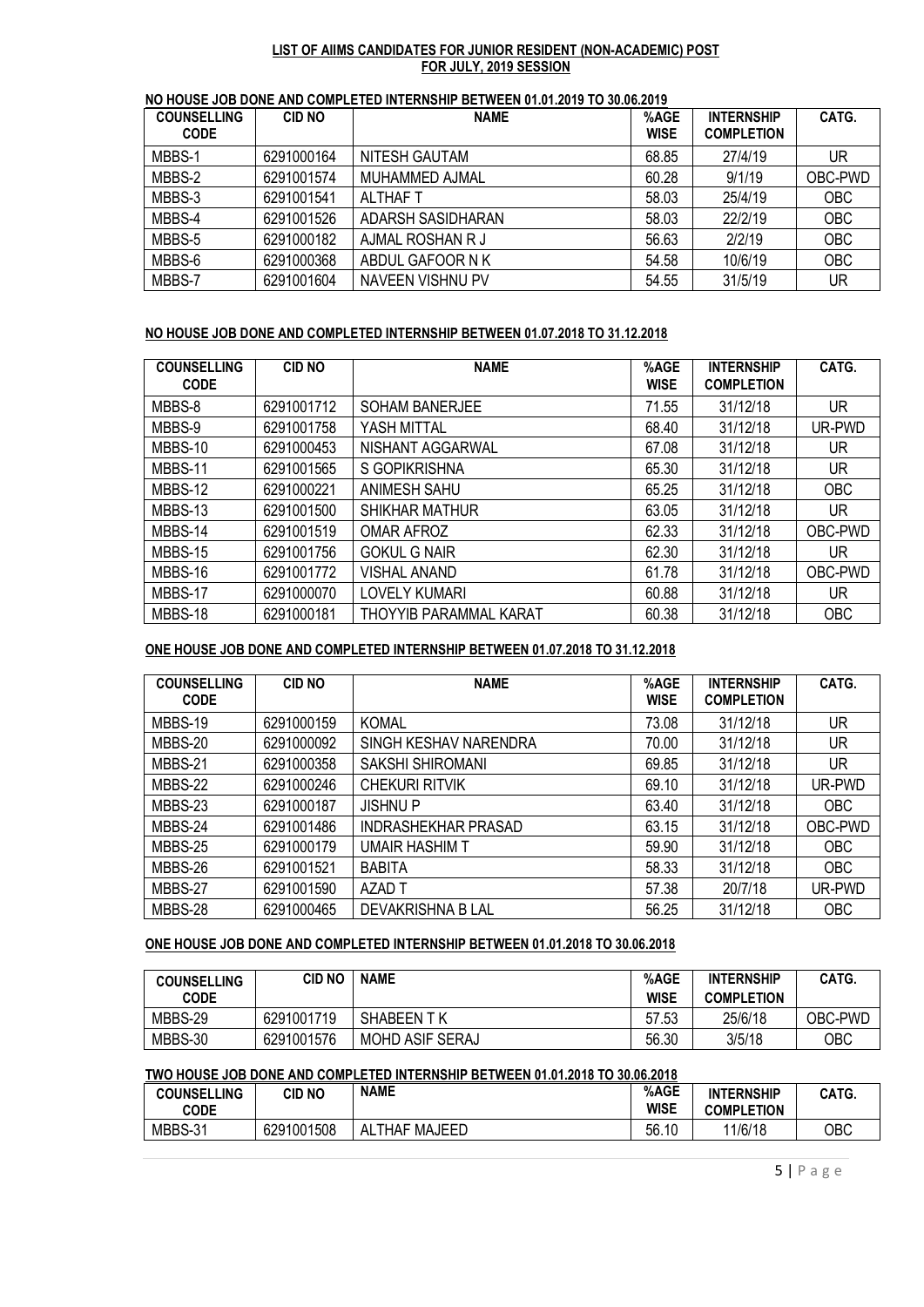**LIST OF AIIMS CANDIDATES FOR JUNIOR RESIDENT (NON-ACADEMIC) POST FOR JULY, 2019 SESSION**

**NO HOUSE JOB DONE AND COMPLETED INTERNSHIP BETWEEN 01.01.2019 TO 30.06.2019**

| COUNSELLING CODE | CID NO | NAME | %AGE WISE | INTERNSHIP COMPLETION | CATG. |
|---|---|---|---|---|---|
| MBBS-1 | 6291000164 | NITESH GAUTAM | 68.85 | 27/4/19 | UR |
| MBBS-2 | 6291001574 | MUHAMMED AJMAL | 60.28 | 9/1/19 | OBC-PWD |
| MBBS-3 | 6291001541 | ALTHAF T | 58.03 | 25/4/19 | OBC |
| MBBS-4 | 6291001526 | ADARSH SASIDHARAN | 58.03 | 22/2/19 | OBC |
| MBBS-5 | 6291000182 | AJMAL ROSHAN R J | 56.63 | 2/2/19 | OBC |
| MBBS-6 | 6291000368 | ABDUL GAFOOR N K | 54.58 | 10/6/19 | OBC |
| MBBS-7 | 6291001604 | NAVEEN VISHNU PV | 54.55 | 31/5/19 | UR |

**NO HOUSE JOB DONE AND COMPLETED INTERNSHIP BETWEEN 01.07.2018 TO 31.12.2018**

| COUNSELLING CODE | CID NO | NAME | %AGE WISE | INTERNSHIP COMPLETION | CATG. |
|---|---|---|---|---|---|
| MBBS-8 | 6291001712 | SOHAM BANERJEE | 71.55 | 31/12/18 | UR |
| MBBS-9 | 6291001758 | YASH MITTAL | 68.40 | 31/12/18 | UR-PWD |
| MBBS-10 | 6291000453 | NISHANT AGGARWAL | 67.08 | 31/12/18 | UR |
| MBBS-11 | 6291001565 | S GOPIKRISHNA | 65.30 | 31/12/18 | UR |
| MBBS-12 | 6291000221 | ANIMESH SAHU | 65.25 | 31/12/18 | OBC |
| MBBS-13 | 6291001500 | SHIKHAR MATHUR | 63.05 | 31/12/18 | UR |
| MBBS-14 | 6291001519 | OMAR AFROZ | 62.33 | 31/12/18 | OBC-PWD |
| MBBS-15 | 6291001756 | GOKUL G NAIR | 62.30 | 31/12/18 | UR |
| MBBS-16 | 6291001772 | VISHAL ANAND | 61.78 | 31/12/18 | OBC-PWD |
| MBBS-17 | 6291000070 | LOVELY KUMARI | 60.88 | 31/12/18 | UR |
| MBBS-18 | 6291000181 | THOYYIB PARAMMAL KARAT | 60.38 | 31/12/18 | OBC |

**ONE HOUSE JOB DONE AND COMPLETED INTERNSHIP BETWEEN 01.07.2018 TO 31.12.2018**

| COUNSELLING CODE | CID NO | NAME | %AGE WISE | INTERNSHIP COMPLETION | CATG. |
|---|---|---|---|---|---|
| MBBS-19 | 6291000159 | KOMAL | 73.08 | 31/12/18 | UR |
| MBBS-20 | 6291000092 | SINGH KESHAV NARENDRA | 70.00 | 31/12/18 | UR |
| MBBS-21 | 6291000358 | SAKSHI SHIROMANI | 69.85 | 31/12/18 | UR |
| MBBS-22 | 6291000246 | CHEKURI RITVIK | 69.10 | 31/12/18 | UR-PWD |
| MBBS-23 | 6291000187 | JISHNU P | 63.40 | 31/12/18 | OBC |
| MBBS-24 | 6291001486 | INDRASHEKHAR PRASAD | 63.15 | 31/12/18 | OBC-PWD |
| MBBS-25 | 6291000179 | UMAIR HASHIM T | 59.90 | 31/12/18 | OBC |
| MBBS-26 | 6291001521 | BABITA | 58.33 | 31/12/18 | OBC |
| MBBS-27 | 6291001590 | AZAD T | 57.38 | 20/7/18 | UR-PWD |
| MBBS-28 | 6291000465 | DEVAKRISHNA B LAL | 56.25 | 31/12/18 | OBC |

**ONE HOUSE JOB DONE AND COMPLETED INTERNSHIP BETWEEN 01.01.2018 TO 30.06.2018**

| COUNSELLING CODE | CID NO | NAME | %AGE WISE | INTERNSHIP COMPLETION | CATG. |
|---|---|---|---|---|---|
| MBBS-29 | 6291001719 | SHABEEN T K | 57.53 | 25/6/18 | OBC-PWD |
| MBBS-30 | 6291001576 | MOHD ASIF SERAJ | 56.30 | 3/5/18 | OBC |

**TWO HOUSE JOB DONE AND COMPLETED INTERNSHIP BETWEEN 01.01.2018 TO 30.06.2018**

| COUNSELLING CODE | CID NO | NAME | %AGE WISE | INTERNSHIP COMPLETION | CATG. |
|---|---|---|---|---|---|
| MBBS-31 | 6291001508 | ALTHAF MAJEED | 56.10 | 11/6/18 | OBC |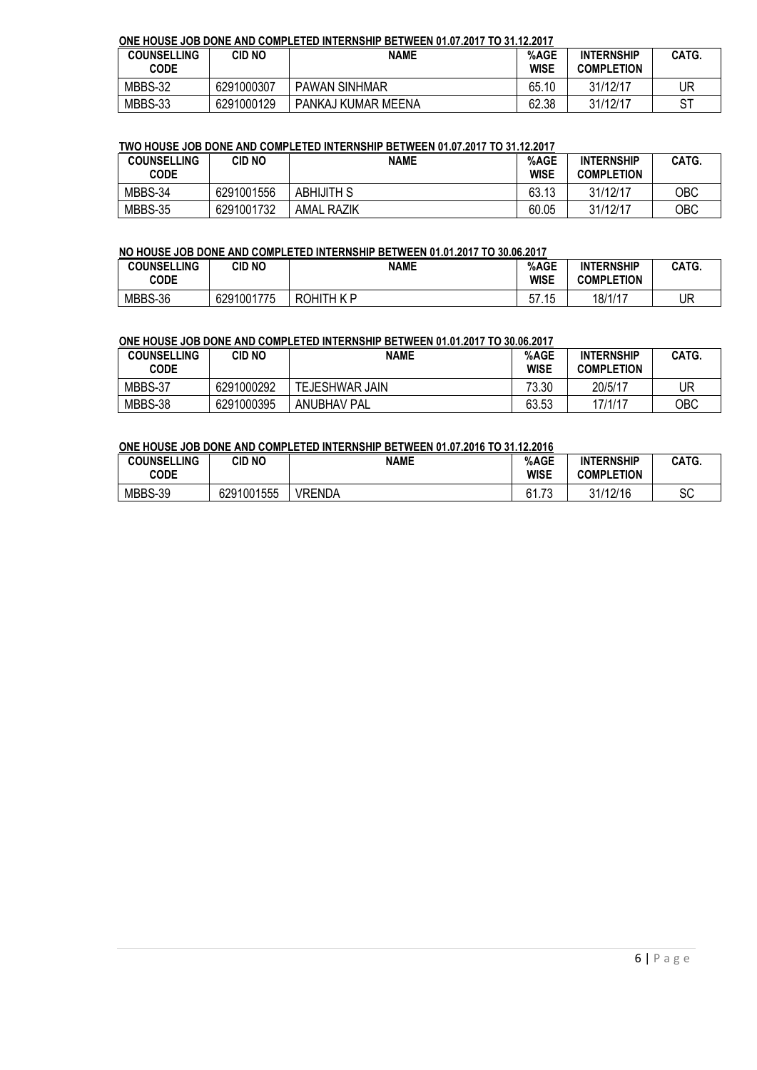**ONE HOUSE JOB DONE AND COMPLETED INTERNSHIP BETWEEN 01.07.2017 TO 31.12.2017**

| COUNSELLING CODE | CID NO | NAME | %AGE WISE | INTERNSHIP COMPLETION | CATG. |
|---|---|---|---|---|---|
| MBBS-32 | 6291000307 | PAWAN SINHMAR | 65.10 | 31/12/17 | UR |
| MBBS-33 | 6291000129 | PANKAJ KUMAR MEENA | 62.38 | 31/12/17 | ST |

**TWO HOUSE JOB DONE AND COMPLETED INTERNSHIP BETWEEN 01.07.2017 TO 31.12.2017**

| COUNSELLING CODE | CID NO | NAME | %AGE WISE | INTERNSHIP COMPLETION | CATG. |
|---|---|---|---|---|---|
| MBBS-34 | 6291001556 | ABHIJITH S | 63.13 | 31/12/17 | OBC |
| MBBS-35 | 6291001732 | AMAL RAZIK | 60.05 | 31/12/17 | OBC |

**NO HOUSE JOB DONE AND COMPLETED INTERNSHIP BETWEEN 01.01.2017 TO 30.06.2017**

| COUNSELLING CODE | CID NO | NAME | %AGE WISE | INTERNSHIP COMPLETION | CATG. |
|---|---|---|---|---|---|
| MBBS-36 | 6291001775 | ROHITH K P | 57.15 | 18/1/17 | UR |

**ONE HOUSE JOB DONE AND COMPLETED INTERNSHIP BETWEEN 01.01.2017 TO 30.06.2017**

| COUNSELLING CODE | CID NO | NAME | %AGE WISE | INTERNSHIP COMPLETION | CATG. |
|---|---|---|---|---|---|
| MBBS-37 | 6291000292 | TEJESHWAR JAIN | 73.30 | 20/5/17 | UR |
| MBBS-38 | 6291000395 | ANUBHAV PAL | 63.53 | 17/1/17 | OBC |

**ONE HOUSE JOB DONE AND COMPLETED INTERNSHIP BETWEEN 01.07.2016 TO 31.12.2016**

| COUNSELLING CODE | CID NO | NAME | %AGE WISE | INTERNSHIP COMPLETION | CATG. |
|---|---|---|---|---|---|
| MBBS-39 | 6291001555 | VRENDA | 61.73 | 31/12/16 | SC |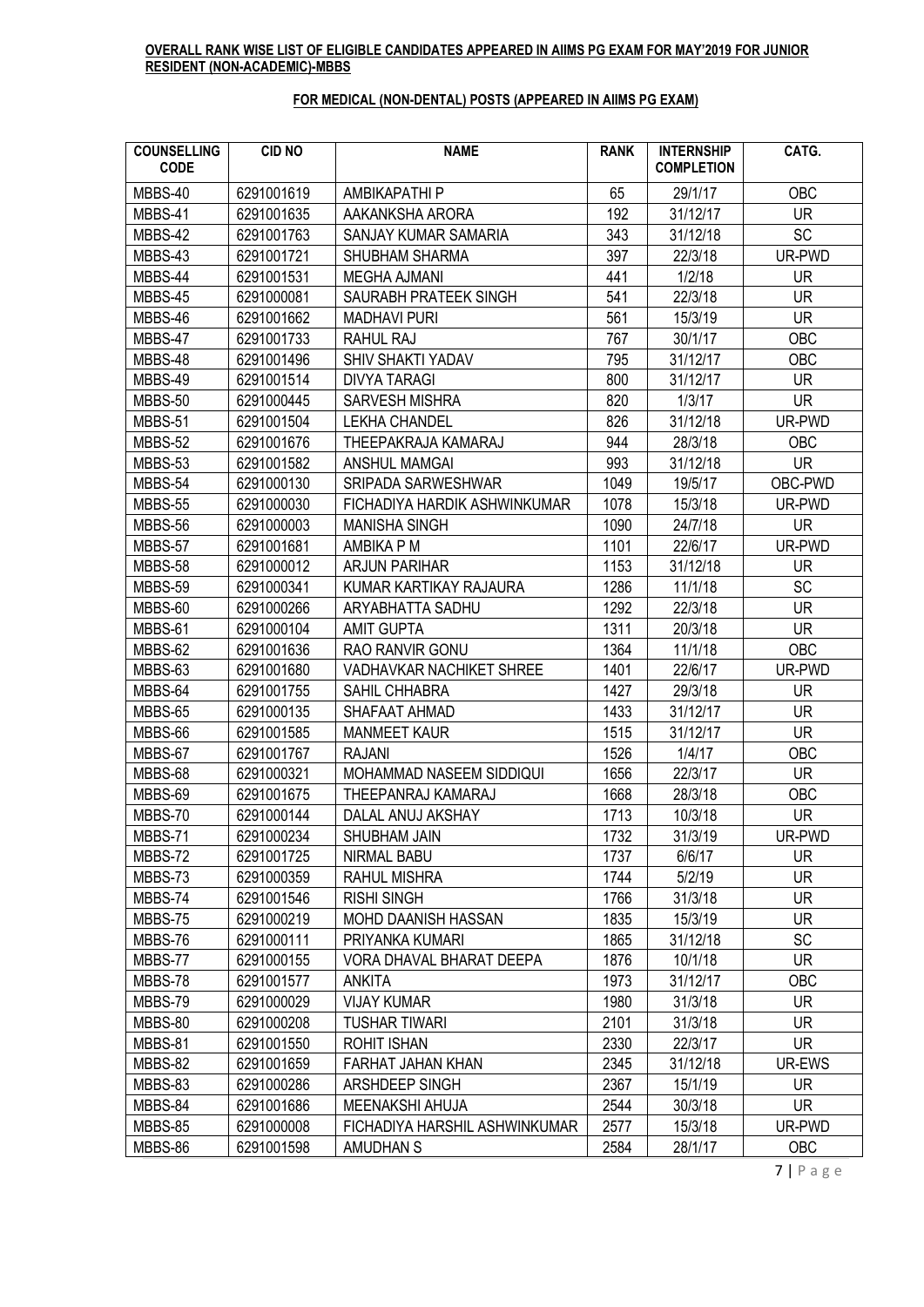**OVERALL RANK WISE LIST OF ELIGIBLE CANDIDATES APPEARED IN AIIMS PG EXAM FOR MAY'2019 FOR JUNIOR RESIDENT (NON-ACADEMIC)-MBBS**

**FOR MEDICAL (NON-DENTAL) POSTS (APPEARED IN AIIMS PG EXAM)**

| COUNSELLING CODE | CID NO | NAME | RANK | INTERNSHIP COMPLETION | CATG. |
|---|---|---|---|---|---|
| MBBS-40 | 6291001619 | AMBIKAPATHI P | 65 | 29/1/17 | OBC |
| MBBS-41 | 6291001635 | AAKANKSHA ARORA | 192 | 31/12/17 | UR |
| MBBS-42 | 6291001763 | SANJAY KUMAR SAMARIA | 343 | 31/12/18 | SC |
| MBBS-43 | 6291001721 | SHUBHAM SHARMA | 397 | 22/3/18 | UR-PWD |
| MBBS-44 | 6291001531 | MEGHA AJMANI | 441 | 1/2/18 | UR |
| MBBS-45 | 6291000081 | SAURABH PRATEEK SINGH | 541 | 22/3/18 | UR |
| MBBS-46 | 6291001662 | MADHAVI PURI | 561 | 15/3/19 | UR |
| MBBS-47 | 6291001733 | RAHUL RAJ | 767 | 30/1/17 | OBC |
| MBBS-48 | 6291001496 | SHIV SHAKTI YADAV | 795 | 31/12/17 | OBC |
| MBBS-49 | 6291001514 | DIVYA TARAGI | 800 | 31/12/17 | UR |
| MBBS-50 | 6291000445 | SARVESH MISHRA | 820 | 1/3/17 | UR |
| MBBS-51 | 6291001504 | LEKHA CHANDEL | 826 | 31/12/18 | UR-PWD |
| MBBS-52 | 6291001676 | THEEPAKRAJA KAMARAJ | 944 | 28/3/18 | OBC |
| MBBS-53 | 6291001582 | ANSHUL MAMGAI | 993 | 31/12/18 | UR |
| MBBS-54 | 6291000130 | SRIPADA SARWESHWAR | 1049 | 19/5/17 | OBC-PWD |
| MBBS-55 | 6291000030 | FICHADIYA HARDIK ASHWINKUMAR | 1078 | 15/3/18 | UR-PWD |
| MBBS-56 | 6291000003 | MANISHA SINGH | 1090 | 24/7/18 | UR |
| MBBS-57 | 6291001681 | AMBIKA P M | 1101 | 22/6/17 | UR-PWD |
| MBBS-58 | 6291000012 | ARJUN PARIHAR | 1153 | 31/12/18 | UR |
| MBBS-59 | 6291000341 | KUMAR KARTIKAY RAJAURA | 1286 | 11/1/18 | SC |
| MBBS-60 | 6291000266 | ARYABHATTA SADHU | 1292 | 22/3/18 | UR |
| MBBS-61 | 6291000104 | AMIT GUPTA | 1311 | 20/3/18 | UR |
| MBBS-62 | 6291001636 | RAO RANVIR GONU | 1364 | 11/1/18 | OBC |
| MBBS-63 | 6291001680 | VADHAVKAR NACHIKET SHREE | 1401 | 22/6/17 | UR-PWD |
| MBBS-64 | 6291001755 | SAHIL CHHABRA | 1427 | 29/3/18 | UR |
| MBBS-65 | 6291000135 | SHAFAAT AHMAD | 1433 | 31/12/17 | UR |
| MBBS-66 | 6291001585 | MANMEET KAUR | 1515 | 31/12/17 | UR |
| MBBS-67 | 6291001767 | RAJANI | 1526 | 1/4/17 | OBC |
| MBBS-68 | 6291000321 | MOHAMMAD NASEEM SIDDIQUI | 1656 | 22/3/17 | UR |
| MBBS-69 | 6291001675 | THEEPANRAJ KAMARAJ | 1668 | 28/3/18 | OBC |
| MBBS-70 | 6291000144 | DALAL ANUJ AKSHAY | 1713 | 10/3/18 | UR |
| MBBS-71 | 6291000234 | SHUBHAM JAIN | 1732 | 31/3/19 | UR-PWD |
| MBBS-72 | 6291001725 | NIRMAL BABU | 1737 | 6/6/17 | UR |
| MBBS-73 | 6291000359 | RAHUL MISHRA | 1744 | 5/2/19 | UR |
| MBBS-74 | 6291001546 | RISHI SINGH | 1766 | 31/3/18 | UR |
| MBBS-75 | 6291000219 | MOHD DAANISH HASSAN | 1835 | 15/3/19 | UR |
| MBBS-76 | 6291000111 | PRIYANKA KUMARI | 1865 | 31/12/18 | SC |
| MBBS-77 | 6291000155 | VORA DHAVAL BHARAT DEEPA | 1876 | 10/1/18 | UR |
| MBBS-78 | 6291001577 | ANKITA | 1973 | 31/12/17 | OBC |
| MBBS-79 | 6291000029 | VIJAY KUMAR | 1980 | 31/3/18 | UR |
| MBBS-80 | 6291000208 | TUSHAR TIWARI | 2101 | 31/3/18 | UR |
| MBBS-81 | 6291001550 | ROHIT ISHAN | 2330 | 22/3/17 | UR |
| MBBS-82 | 6291001659 | FARHAT JAHAN KHAN | 2345 | 31/12/18 | UR-EWS |
| MBBS-83 | 6291000286 | ARSHDEEP SINGH | 2367 | 15/1/19 | UR |
| MBBS-84 | 6291001686 | MEENAKSHI AHUJA | 2544 | 30/3/18 | UR |
| MBBS-85 | 6291000008 | FICHADIYA HARSHIL ASHWINKUMAR | 2577 | 15/3/18 | UR-PWD |
| MBBS-86 | 6291001598 | AMUDHAN S | 2584 | 28/1/17 | OBC |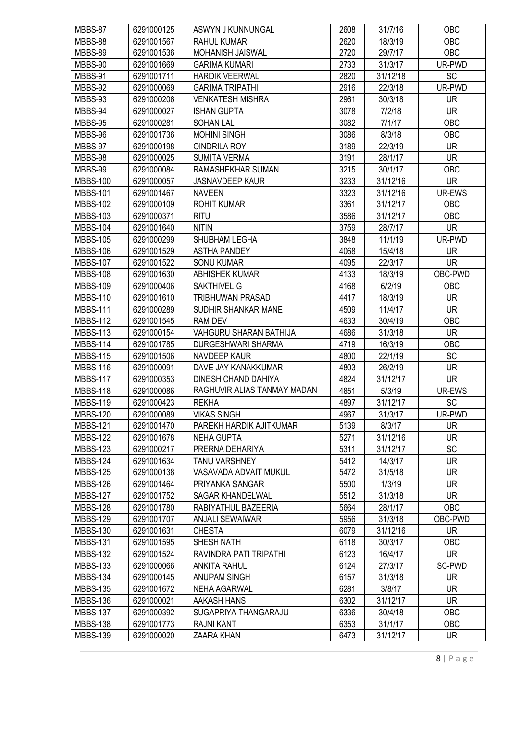| MBBS-87 | 6291000125 | ASWYN J KUNNUNGAL | 2608 | 31/7/16 | OBC |
|---|---|---|---|---|---|
| MBBS-88 | 6291001567 | RAHUL KUMAR | 2620 | 18/3/19 | OBC |
| MBBS-89 | 6291001536 | MOHANISH JAISWAL | 2720 | 29/7/17 | OBC |
| MBBS-90 | 6291001669 | GARIMA KUMARI | 2733 | 31/3/17 | UR-PWD |
| MBBS-91 | 6291001711 | HARDIK VEERWAL | 2820 | 31/12/18 | SC |
| MBBS-92 | 6291000069 | GARIMA TRIPATHI | 2916 | 22/3/18 | UR-PWD |
| MBBS-93 | 6291000206 | VENKATESH MISHRA | 2961 | 30/3/18 | UR |
| MBBS-94 | 6291000027 | ISHAN GUPTA | 3078 | 7/2/18 | UR |
| MBBS-95 | 6291000281 | SOHAN LAL | 3082 | 7/1/17 | OBC |
| MBBS-96 | 6291001736 | MOHINI SINGH | 3086 | 8/3/18 | OBC |
| MBBS-97 | 6291000198 | OINDRILA ROY | 3189 | 22/3/19 | UR |
| MBBS-98 | 6291000025 | SUMITA VERMA | 3191 | 28/1/17 | UR |
| MBBS-99 | 6291000084 | RAMASHEKHAR SUMAN | 3215 | 30/1/17 | OBC |
| MBBS-100 | 6291000057 | JASNAVDEEP KAUR | 3233 | 31/12/16 | UR |
| MBBS-101 | 6291001467 | NAVEEN | 3323 | 31/12/16 | UR-EWS |
| MBBS-102 | 6291000109 | ROHIT KUMAR | 3361 | 31/12/17 | OBC |
| MBBS-103 | 6291000371 | RITU | 3586 | 31/12/17 | OBC |
| MBBS-104 | 6291001640 | NITIN | 3759 | 28/7/17 | UR |
| MBBS-105 | 6291000299 | SHUBHAM LEGHA | 3848 | 11/1/19 | UR-PWD |
| MBBS-106 | 6291001529 | ASTHA PANDEY | 4068 | 15/4/18 | UR |
| MBBS-107 | 6291001522 | SONU KUMAR | 4095 | 22/3/17 | UR |
| MBBS-108 | 6291001630 | ABHISHEK KUMAR | 4133 | 18/3/19 | OBC-PWD |
| MBBS-109 | 6291000406 | SAKTHIVEL G | 4168 | 6/2/19 | OBC |
| MBBS-110 | 6291001610 | TRIBHUWAN PRASAD | 4417 | 18/3/19 | UR |
| MBBS-111 | 6291000289 | SUDHIR SHANKAR MANE | 4509 | 11/4/17 | UR |
| MBBS-112 | 6291001545 | RAM DEV | 4633 | 30/4/19 | OBC |
| MBBS-113 | 6291000154 | VAHGURU SHARAN BATHIJA | 4686 | 31/3/18 | UR |
| MBBS-114 | 6291001785 | DURGESHWARI SHARMA | 4719 | 16/3/19 | OBC |
| MBBS-115 | 6291001506 | NAVDEEP KAUR | 4800 | 22/1/19 | SC |
| MBBS-116 | 6291000091 | DAVE JAY KANAKKUMAR | 4803 | 26/2/19 | UR |
| MBBS-117 | 6291000353 | DINESH CHAND DAHIYA | 4824 | 31/12/17 | UR |
| MBBS-118 | 6291000086 | RAGHUVIR ALIAS TANMAY MADAN | 4851 | 5/3/19 | UR-EWS |
| MBBS-119 | 6291000423 | REKHA | 4897 | 31/12/17 | SC |
| MBBS-120 | 6291000089 | VIKAS SINGH | 4967 | 31/3/17 | UR-PWD |
| MBBS-121 | 6291001470 | PAREKH HARDIK AJITKUMAR | 5139 | 8/3/17 | UR |
| MBBS-122 | 6291001678 | NEHA GUPTA | 5271 | 31/12/16 | UR |
| MBBS-123 | 6291000217 | PRERNA DEHARIYA | 5311 | 31/12/17 | SC |
| MBBS-124 | 6291001634 | TANU VARSHNEY | 5412 | 14/3/17 | UR |
| MBBS-125 | 6291000138 | VASAVADA ADVAIT MUKUL | 5472 | 31/5/18 | UR |
| MBBS-126 | 6291001464 | PRIYANKA SANGAR | 5500 | 1/3/19 | UR |
| MBBS-127 | 6291001752 | SAGAR KHANDELWAL | 5512 | 31/3/18 | UR |
| MBBS-128 | 6291001780 | RABIYATHUL BAZEERIA | 5664 | 28/1/17 | OBC |
| MBBS-129 | 6291001707 | ANJALI SEWAIWAR | 5956 | 31/3/18 | OBC-PWD |
| MBBS-130 | 6291001631 | CHESTA | 6079 | 31/12/16 | UR |
| MBBS-131 | 6291001595 | SHESH NATH | 6118 | 30/3/17 | OBC |
| MBBS-132 | 6291001524 | RAVINDRA PATI TRIPATHI | 6123 | 16/4/17 | UR |
| MBBS-133 | 6291000066 | ANKITA RAHUL | 6124 | 27/3/17 | SC-PWD |
| MBBS-134 | 6291000145 | ANUPAM SINGH | 6157 | 31/3/18 | UR |
| MBBS-135 | 6291001672 | NEHA AGARWAL | 6281 | 3/8/17 | UR |
| MBBS-136 | 6291000021 | AAKASH HANS | 6302 | 31/12/17 | UR |
| MBBS-137 | 6291000392 | SUGAPRIYA THANGARAJU | 6336 | 30/4/18 | OBC |
| MBBS-138 | 6291001773 | RAJNI KANT | 6353 | 31/1/17 | OBC |
| MBBS-139 | 6291000020 | ZAARA KHAN | 6473 | 31/12/17 | UR |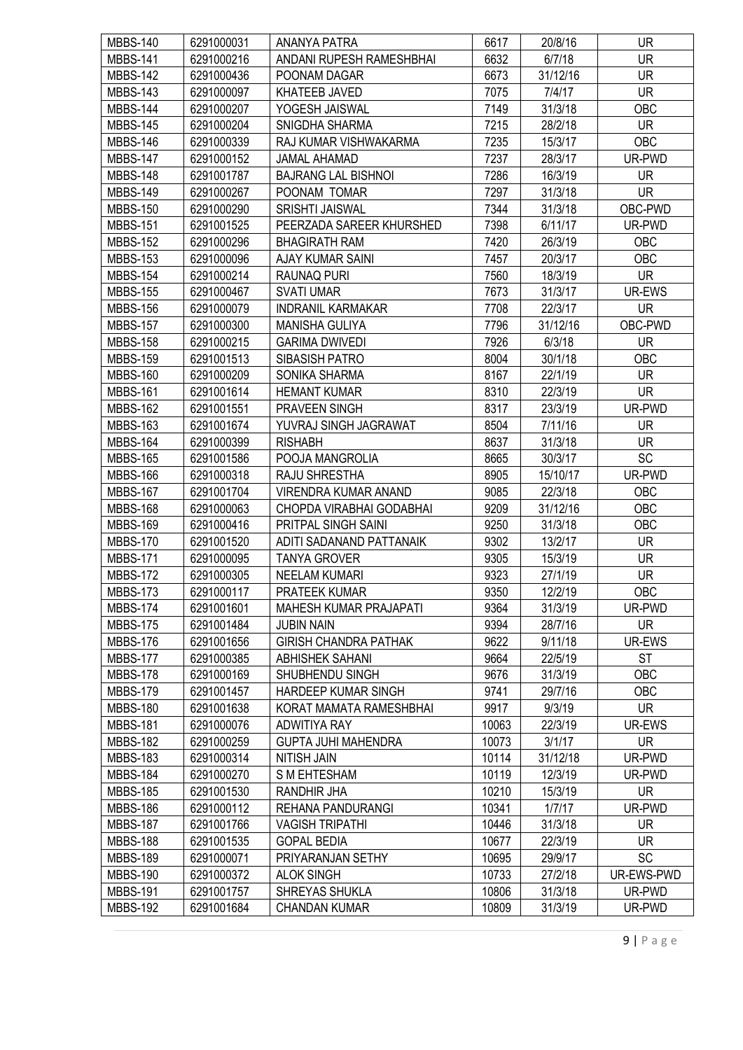| MBBS-140 | 6291000031 | ANANYA PATRA | 6617 | 20/8/16 | UR |
|---|---|---|---|---|---|
| MBBS-141 | 6291000216 | ANDANI RUPESH RAMESHBHAI | 6632 | 6/7/18 | UR |
| MBBS-142 | 6291000436 | POONAM DAGAR | 6673 | 31/12/16 | UR |
| MBBS-143 | 6291000097 | KHATEEB JAVED | 7075 | 7/4/17 | UR |
| MBBS-144 | 6291000207 | YOGESH JAISWAL | 7149 | 31/3/18 | OBC |
| MBBS-145 | 6291000204 | SNIGDHA SHARMA | 7215 | 28/2/18 | UR |
| MBBS-146 | 6291000339 | RAJ KUMAR VISHWAKARMA | 7235 | 15/3/17 | OBC |
| MBBS-147 | 6291000152 | JAMAL AHAMAD | 7237 | 28/3/17 | UR-PWD |
| MBBS-148 | 6291001787 | BAJRANG LAL BISHNOI | 7286 | 16/3/19 | UR |
| MBBS-149 | 6291000267 | POONAM TOMAR | 7297 | 31/3/18 | UR |
| MBBS-150 | 6291000290 | SRISHTI JAISWAL | 7344 | 31/3/18 | OBC-PWD |
| MBBS-151 | 6291001525 | PEERZADA SAREER KHURSHED | 7398 | 6/11/17 | UR-PWD |
| MBBS-152 | 6291000296 | BHAGIRATH RAM | 7420 | 26/3/19 | OBC |
| MBBS-153 | 6291000096 | AJAY KUMAR SAINI | 7457 | 20/3/17 | OBC |
| MBBS-154 | 6291000214 | RAUNAQ PURI | 7560 | 18/3/19 | UR |
| MBBS-155 | 6291000467 | SVATI UMAR | 7673 | 31/3/17 | UR-EWS |
| MBBS-156 | 6291000079 | INDRANIL KARMAKAR | 7708 | 22/3/17 | UR |
| MBBS-157 | 6291000300 | MANISHA GULIYA | 7796 | 31/12/16 | OBC-PWD |
| MBBS-158 | 6291000215 | GARIMA DWIVEDI | 7926 | 6/3/18 | UR |
| MBBS-159 | 6291001513 | SIBASISH PATRO | 8004 | 30/1/18 | OBC |
| MBBS-160 | 6291000209 | SONIKA SHARMA | 8167 | 22/1/19 | UR |
| MBBS-161 | 6291001614 | HEMANT KUMAR | 8310 | 22/3/19 | UR |
| MBBS-162 | 6291001551 | PRAVEEN SINGH | 8317 | 23/3/19 | UR-PWD |
| MBBS-163 | 6291001674 | YUVRAJ SINGH JAGRAWAT | 8504 | 7/11/16 | UR |
| MBBS-164 | 6291000399 | RISHABH | 8637 | 31/3/18 | UR |
| MBBS-165 | 6291001586 | POOJA MANGROLIA | 8665 | 30/3/17 | SC |
| MBBS-166 | 6291000318 | RAJU SHRESTHA | 8905 | 15/10/17 | UR-PWD |
| MBBS-167 | 6291001704 | VIRENDRA KUMAR ANAND | 9085 | 22/3/18 | OBC |
| MBBS-168 | 6291000063 | CHOPDA VIRABHAI GODABHAI | 9209 | 31/12/16 | OBC |
| MBBS-169 | 6291000416 | PRITPAL SINGH SAINI | 9250 | 31/3/18 | OBC |
| MBBS-170 | 6291001520 | ADITI SADANAND PATTANAIK | 9302 | 13/2/17 | UR |
| MBBS-171 | 6291000095 | TANYA GROVER | 9305 | 15/3/19 | UR |
| MBBS-172 | 6291000305 | NEELAM KUMARI | 9323 | 27/1/19 | UR |
| MBBS-173 | 6291000117 | PRATEEK KUMAR | 9350 | 12/2/19 | OBC |
| MBBS-174 | 6291001601 | MAHESH KUMAR PRAJAPATI | 9364 | 31/3/19 | UR-PWD |
| MBBS-175 | 6291001484 | JUBIN NAIN | 9394 | 28/7/16 | UR |
| MBBS-176 | 6291001656 | GIRISH CHANDRA PATHAK | 9622 | 9/11/18 | UR-EWS |
| MBBS-177 | 6291000385 | ABHISHEK SAHANI | 9664 | 22/5/19 | ST |
| MBBS-178 | 6291000169 | SHUBHENDU SINGH | 9676 | 31/3/19 | OBC |
| MBBS-179 | 6291001457 | HARDEEP KUMAR SINGH | 9741 | 29/7/16 | OBC |
| MBBS-180 | 6291001638 | KORAT MAMATA RAMESHBHAI | 9917 | 9/3/19 | UR |
| MBBS-181 | 6291000076 | ADWITIYA RAY | 10063 | 22/3/19 | UR-EWS |
| MBBS-182 | 6291000259 | GUPTA JUHI MAHENDRA | 10073 | 3/1/17 | UR |
| MBBS-183 | 6291000314 | NITISH JAIN | 10114 | 31/12/18 | UR-PWD |
| MBBS-184 | 6291000270 | S M EHTESHAM | 10119 | 12/3/19 | UR-PWD |
| MBBS-185 | 6291001530 | RANDHIR JHA | 10210 | 15/3/19 | UR |
| MBBS-186 | 6291000112 | REHANA PANDURANGI | 10341 | 1/7/17 | UR-PWD |
| MBBS-187 | 6291001766 | VAGISH TRIPATHI | 10446 | 31/3/18 | UR |
| MBBS-188 | 6291001535 | GOPAL BEDIA | 10677 | 22/3/19 | UR |
| MBBS-189 | 6291000071 | PRIYARANJAN SETHY | 10695 | 29/9/17 | SC |
| MBBS-190 | 6291000372 | ALOK SINGH | 10733 | 27/2/18 | UR-EWS-PWD |
| MBBS-191 | 6291001757 | SHREYAS SHUKLA | 10806 | 31/3/18 | UR-PWD |
| MBBS-192 | 6291001684 | CHANDAN KUMAR | 10809 | 31/3/19 | UR-PWD |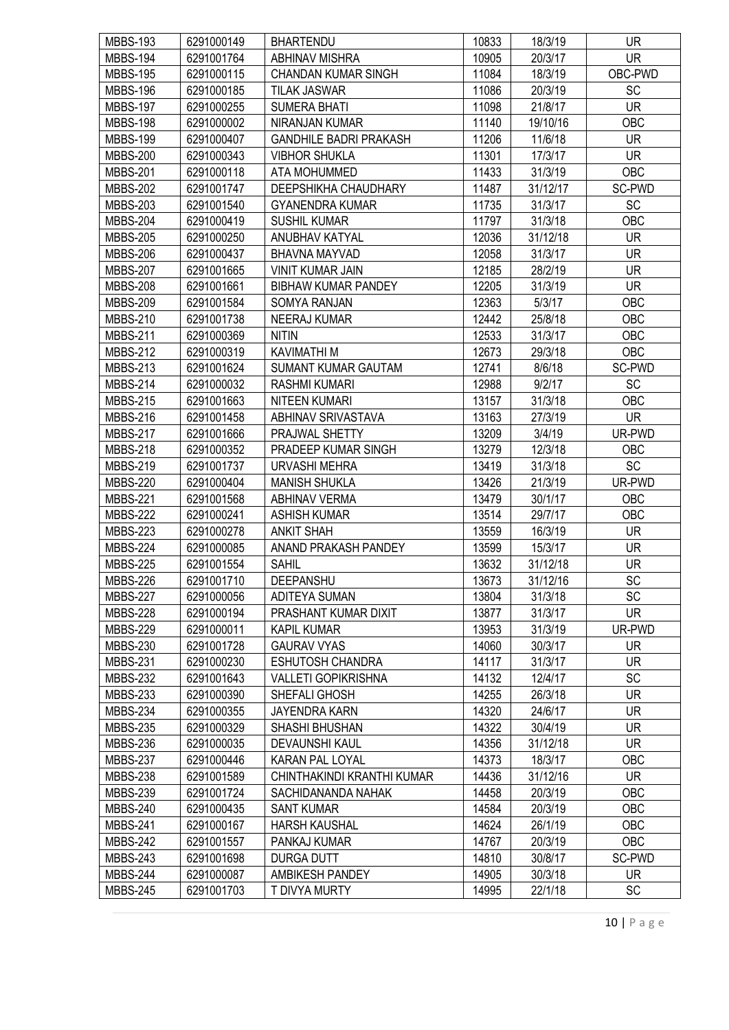| MBBS-193 | 6291000149 | BHARTENDU | 10833 | 18/3/19 | UR |
|---|---|---|---|---|---|
| MBBS-194 | 6291001764 | ABHINAV MISHRA | 10905 | 20/3/17 | UR |
| MBBS-195 | 6291000115 | CHANDAN KUMAR SINGH | 11084 | 18/3/19 | OBC-PWD |
| MBBS-196 | 6291000185 | TILAK JASWAR | 11086 | 20/3/19 | SC |
| MBBS-197 | 6291000255 | SUMERA BHATI | 11098 | 21/8/17 | UR |
| MBBS-198 | 6291000002 | NIRANJAN KUMAR | 11140 | 19/10/16 | OBC |
| MBBS-199 | 6291000407 | GANDHILE BADRI PRAKASH | 11206 | 11/6/18 | UR |
| MBBS-200 | 6291000343 | VIBHOR SHUKLA | 11301 | 17/3/17 | UR |
| MBBS-201 | 6291000118 | ATA MOHUMMED | 11433 | 31/3/19 | OBC |
| MBBS-202 | 6291001747 | DEEPSHIKHA CHAUDHARY | 11487 | 31/12/17 | SC-PWD |
| MBBS-203 | 6291001540 | GYANENDRA KUMAR | 11735 | 31/3/17 | SC |
| MBBS-204 | 6291000419 | SUSHIL KUMAR | 11797 | 31/3/18 | OBC |
| MBBS-205 | 6291000250 | ANUBHAV KATYAL | 12036 | 31/12/18 | UR |
| MBBS-206 | 6291000437 | BHAVNA MAYVAD | 12058 | 31/3/17 | UR |
| MBBS-207 | 6291001665 | VINIT KUMAR JAIN | 12185 | 28/2/19 | UR |
| MBBS-208 | 6291001661 | BIBHAW KUMAR PANDEY | 12205 | 31/3/19 | UR |
| MBBS-209 | 6291001584 | SOMYA RANJAN | 12363 | 5/3/17 | OBC |
| MBBS-210 | 6291001738 | NEERAJ KUMAR | 12442 | 25/8/18 | OBC |
| MBBS-211 | 6291000369 | NITIN | 12533 | 31/3/17 | OBC |
| MBBS-212 | 6291000319 | KAVIMATHI M | 12673 | 29/3/18 | OBC |
| MBBS-213 | 6291001624 | SUMANT KUMAR GAUTAM | 12741 | 8/6/18 | SC-PWD |
| MBBS-214 | 6291000032 | RASHMI KUMARI | 12988 | 9/2/17 | SC |
| MBBS-215 | 6291001663 | NITEEN KUMARI | 13157 | 31/3/18 | OBC |
| MBBS-216 | 6291001458 | ABHINAV SRIVASTAVA | 13163 | 27/3/19 | UR |
| MBBS-217 | 6291001666 | PRAJWAL SHETTY | 13209 | 3/4/19 | UR-PWD |
| MBBS-218 | 6291000352 | PRADEEP KUMAR SINGH | 13279 | 12/3/18 | OBC |
| MBBS-219 | 6291001737 | URVASHI MEHRA | 13419 | 31/3/18 | SC |
| MBBS-220 | 6291000404 | MANISH SHUKLA | 13426 | 21/3/19 | UR-PWD |
| MBBS-221 | 6291001568 | ABHINAV VERMA | 13479 | 30/1/17 | OBC |
| MBBS-222 | 6291000241 | ASHISH KUMAR | 13514 | 29/7/17 | OBC |
| MBBS-223 | 6291000278 | ANKIT SHAH | 13559 | 16/3/19 | UR |
| MBBS-224 | 6291000085 | ANAND PRAKASH PANDEY | 13599 | 15/3/17 | UR |
| MBBS-225 | 6291001554 | SAHIL | 13632 | 31/12/18 | UR |
| MBBS-226 | 6291001710 | DEEPANSHU | 13673 | 31/12/16 | SC |
| MBBS-227 | 6291000056 | ADITEYA SUMAN | 13804 | 31/3/18 | SC |
| MBBS-228 | 6291000194 | PRASHANT KUMAR DIXIT | 13877 | 31/3/17 | UR |
| MBBS-229 | 6291000011 | KAPIL KUMAR | 13953 | 31/3/19 | UR-PWD |
| MBBS-230 | 6291001728 | GAURAV VYAS | 14060 | 30/3/17 | UR |
| MBBS-231 | 6291000230 | ESHUTOSH CHANDRA | 14117 | 31/3/17 | UR |
| MBBS-232 | 6291001643 | VALLETI GOPIKRISHNA | 14132 | 12/4/17 | SC |
| MBBS-233 | 6291000390 | SHEFALI GHOSH | 14255 | 26/3/18 | UR |
| MBBS-234 | 6291000355 | JAYENDRA KARN | 14320 | 24/6/17 | UR |
| MBBS-235 | 6291000329 | SHASHI BHUSHAN | 14322 | 30/4/19 | UR |
| MBBS-236 | 6291000035 | DEVAUNSHI KAUL | 14356 | 31/12/18 | UR |
| MBBS-237 | 6291000446 | KARAN PAL LOYAL | 14373 | 18/3/17 | OBC |
| MBBS-238 | 6291001589 | CHINTHAKINDI KRANTHI KUMAR | 14436 | 31/12/16 | UR |
| MBBS-239 | 6291001724 | SACHIDANANDA NAHAK | 14458 | 20/3/19 | OBC |
| MBBS-240 | 6291000435 | SANT KUMAR | 14584 | 20/3/19 | OBC |
| MBBS-241 | 6291000167 | HARSH KAUSHAL | 14624 | 26/1/19 | OBC |
| MBBS-242 | 6291001557 | PANKAJ KUMAR | 14767 | 20/3/19 | OBC |
| MBBS-243 | 6291001698 | DURGA DUTT | 14810 | 30/8/17 | SC-PWD |
| MBBS-244 | 6291000087 | AMBIKESH PANDEY | 14905 | 30/3/18 | UR |
| MBBS-245 | 6291001703 | T DIVYA MURTY | 14995 | 22/1/18 | SC |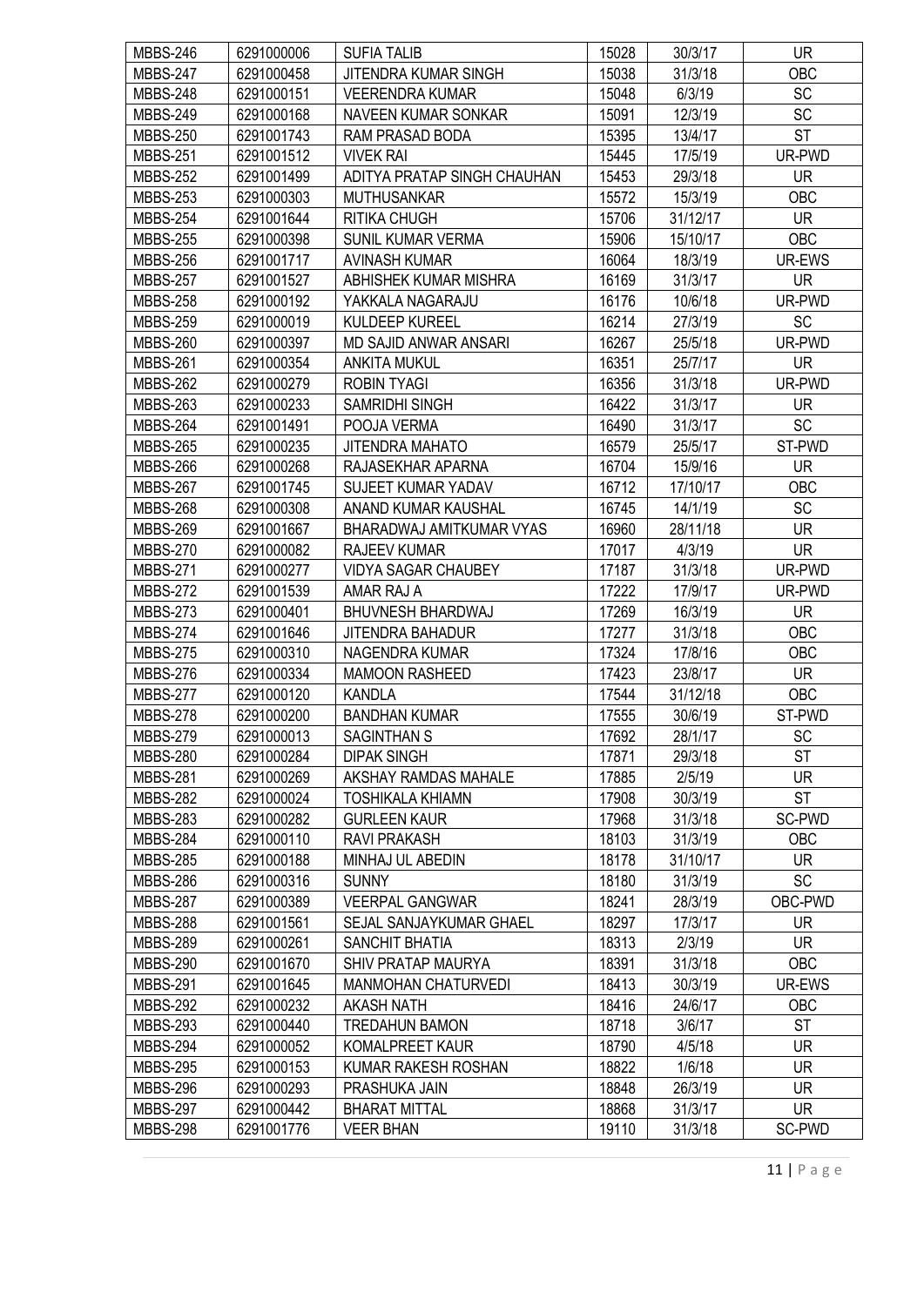| MBBS-246 | 6291000006 | SUFIA TALIB | 15028 | 30/3/17 | UR |
|---|---|---|---|---|---|
| MBBS-247 | 6291000458 | JITENDRA KUMAR SINGH | 15038 | 31/3/18 | OBC |
| MBBS-248 | 6291000151 | VEERENDRA KUMAR | 15048 | 6/3/19 | SC |
| MBBS-249 | 6291000168 | NAVEEN KUMAR SONKAR | 15091 | 12/3/19 | SC |
| MBBS-250 | 6291001743 | RAM PRASAD BODA | 15395 | 13/4/17 | ST |
| MBBS-251 | 6291001512 | VIVEK RAI | 15445 | 17/5/19 | UR-PWD |
| MBBS-252 | 6291001499 | ADITYA PRATAP SINGH CHAUHAN | 15453 | 29/3/18 | UR |
| MBBS-253 | 6291000303 | MUTHUSANKAR | 15572 | 15/3/19 | OBC |
| MBBS-254 | 6291001644 | RITIKA CHUGH | 15706 | 31/12/17 | UR |
| MBBS-255 | 6291000398 | SUNIL KUMAR VERMA | 15906 | 15/10/17 | OBC |
| MBBS-256 | 6291001717 | AVINASH KUMAR | 16064 | 18/3/19 | UR-EWS |
| MBBS-257 | 6291001527 | ABHISHEK KUMAR MISHRA | 16169 | 31/3/17 | UR |
| MBBS-258 | 6291000192 | YAKKALA NAGARAJU | 16176 | 10/6/18 | UR-PWD |
| MBBS-259 | 6291000019 | KULDEEP KUREEL | 16214 | 27/3/19 | SC |
| MBBS-260 | 6291000397 | MD SAJID ANWAR ANSARI | 16267 | 25/5/18 | UR-PWD |
| MBBS-261 | 6291000354 | ANKITA MUKUL | 16351 | 25/7/17 | UR |
| MBBS-262 | 6291000279 | ROBIN TYAGI | 16356 | 31/3/18 | UR-PWD |
| MBBS-263 | 6291000233 | SAMRIDHI SINGH | 16422 | 31/3/17 | UR |
| MBBS-264 | 6291001491 | POOJA VERMA | 16490 | 31/3/17 | SC |
| MBBS-265 | 6291000235 | JITENDRA MAHATO | 16579 | 25/5/17 | ST-PWD |
| MBBS-266 | 6291000268 | RAJASEKHAR APARNA | 16704 | 15/9/16 | UR |
| MBBS-267 | 6291001745 | SUJEET KUMAR YADAV | 16712 | 17/10/17 | OBC |
| MBBS-268 | 6291000308 | ANAND KUMAR KAUSHAL | 16745 | 14/1/19 | SC |
| MBBS-269 | 6291001667 | BHARADWAJ AMITKUMAR VYAS | 16960 | 28/11/18 | UR |
| MBBS-270 | 6291000082 | RAJEEV KUMAR | 17017 | 4/3/19 | UR |
| MBBS-271 | 6291000277 | VIDYA SAGAR CHAUBEY | 17187 | 31/3/18 | UR-PWD |
| MBBS-272 | 6291001539 | AMAR RAJ A | 17222 | 17/9/17 | UR-PWD |
| MBBS-273 | 6291000401 | BHUVNESH BHARDWAJ | 17269 | 16/3/19 | UR |
| MBBS-274 | 6291001646 | JITENDRA BAHADUR | 17277 | 31/3/18 | OBC |
| MBBS-275 | 6291000310 | NAGENDRA KUMAR | 17324 | 17/8/16 | OBC |
| MBBS-276 | 6291000334 | MAMOON RASHEED | 17423 | 23/8/17 | UR |
| MBBS-277 | 6291000120 | KANDLA | 17544 | 31/12/18 | OBC |
| MBBS-278 | 6291000200 | BANDHAN KUMAR | 17555 | 30/6/19 | ST-PWD |
| MBBS-279 | 6291000013 | SAGINTHAN S | 17692 | 28/1/17 | SC |
| MBBS-280 | 6291000284 | DIPAK SINGH | 17871 | 29/3/18 | ST |
| MBBS-281 | 6291000269 | AKSHAY RAMDAS MAHALE | 17885 | 2/5/19 | UR |
| MBBS-282 | 6291000024 | TOSHIKALA KHIAMN | 17908 | 30/3/19 | ST |
| MBBS-283 | 6291000282 | GURLEEN KAUR | 17968 | 31/3/18 | SC-PWD |
| MBBS-284 | 6291000110 | RAVI PRAKASH | 18103 | 31/3/19 | OBC |
| MBBS-285 | 6291000188 | MINHAJ UL ABEDIN | 18178 | 31/10/17 | UR |
| MBBS-286 | 6291000316 | SUNNY | 18180 | 31/3/19 | SC |
| MBBS-287 | 6291000389 | VEERPAL GANGWAR | 18241 | 28/3/19 | OBC-PWD |
| MBBS-288 | 6291001561 | SEJAL SANJAYKUMAR GHAEL | 18297 | 17/3/17 | UR |
| MBBS-289 | 6291000261 | SANCHIT BHATIA | 18313 | 2/3/19 | UR |
| MBBS-290 | 6291001670 | SHIV PRATAP MAURYA | 18391 | 31/3/18 | OBC |
| MBBS-291 | 6291001645 | MANMOHAN CHATURVEDI | 18413 | 30/3/19 | UR-EWS |
| MBBS-292 | 6291000232 | AKASH NATH | 18416 | 24/6/17 | OBC |
| MBBS-293 | 6291000440 | TREDAHUN BAMON | 18718 | 3/6/17 | ST |
| MBBS-294 | 6291000052 | KOMALPREET KAUR | 18790 | 4/5/18 | UR |
| MBBS-295 | 6291000153 | KUMAR RAKESH ROSHAN | 18822 | 1/6/18 | UR |
| MBBS-296 | 6291000293 | PRASHUKA JAIN | 18848 | 26/3/19 | UR |
| MBBS-297 | 6291000442 | BHARAT MITTAL | 18868 | 31/3/17 | UR |
| MBBS-298 | 6291001776 | VEER BHAN | 19110 | 31/3/18 | SC-PWD |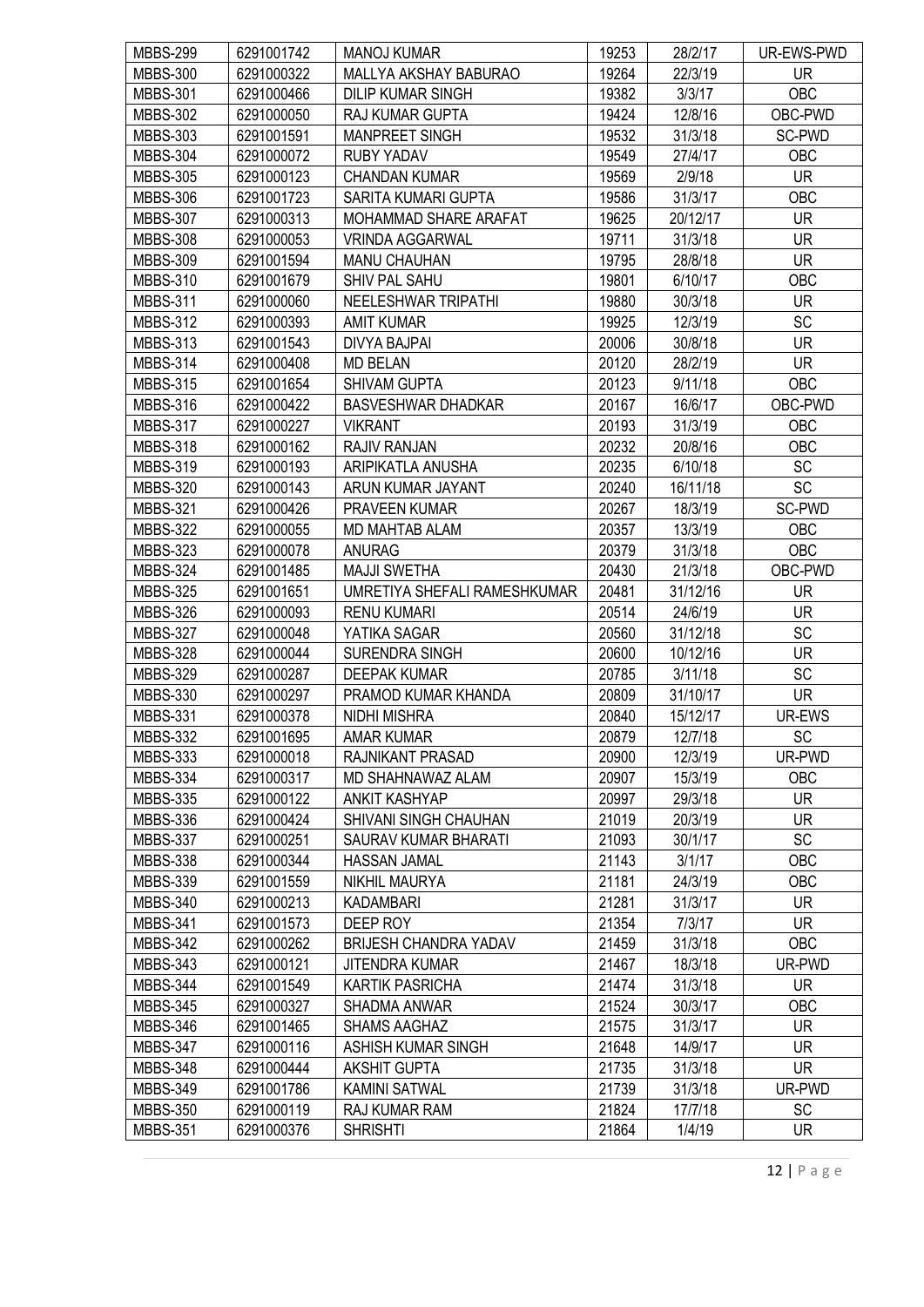| MBBS-299 | 6291001742 | MANOJ KUMAR | 19253 | 28/2/17 | UR-EWS-PWD |
|---|---|---|---|---|---|
| MBBS-300 | 6291000322 | MALLYA AKSHAY BABURAO | 19264 | 22/3/19 | UR |
| MBBS-301 | 6291000466 | DILIP KUMAR SINGH | 19382 | 3/3/17 | OBC |
| MBBS-302 | 6291000050 | RAJ KUMAR GUPTA | 19424 | 12/8/16 | OBC-PWD |
| MBBS-303 | 6291001591 | MANPREET SINGH | 19532 | 31/3/18 | SC-PWD |
| MBBS-304 | 6291000072 | RUBY YADAV | 19549 | 27/4/17 | OBC |
| MBBS-305 | 6291000123 | CHANDAN KUMAR | 19569 | 2/9/18 | UR |
| MBBS-306 | 6291001723 | SARITA KUMARI GUPTA | 19586 | 31/3/17 | OBC |
| MBBS-307 | 6291000313 | MOHAMMAD SHARE ARAFAT | 19625 | 20/12/17 | UR |
| MBBS-308 | 6291000053 | VRINDA AGGARWAL | 19711 | 31/3/18 | UR |
| MBBS-309 | 6291001594 | MANU CHAUHAN | 19795 | 28/8/18 | UR |
| MBBS-310 | 6291001679 | SHIV PAL SAHU | 19801 | 6/10/17 | OBC |
| MBBS-311 | 6291000060 | NEELESHWAR TRIPATHI | 19880 | 30/3/18 | UR |
| MBBS-312 | 6291000393 | AMIT KUMAR | 19925 | 12/3/19 | SC |
| MBBS-313 | 6291001543 | DIVYA BAJPAI | 20006 | 30/8/18 | UR |
| MBBS-314 | 6291000408 | MD BELAN | 20120 | 28/2/19 | UR |
| MBBS-315 | 6291001654 | SHIVAM GUPTA | 20123 | 9/11/18 | OBC |
| MBBS-316 | 6291000422 | BASVESHWAR DHADKAR | 20167 | 16/6/17 | OBC-PWD |
| MBBS-317 | 6291000227 | VIKRANT | 20193 | 31/3/19 | OBC |
| MBBS-318 | 6291000162 | RAJIV RANJAN | 20232 | 20/8/16 | OBC |
| MBBS-319 | 6291000193 | ARIPIKATLA ANUSHA | 20235 | 6/10/18 | SC |
| MBBS-320 | 6291000143 | ARUN KUMAR JAYANT | 20240 | 16/11/18 | SC |
| MBBS-321 | 6291000426 | PRAVEEN KUMAR | 20267 | 18/3/19 | SC-PWD |
| MBBS-322 | 6291000055 | MD MAHTAB ALAM | 20357 | 13/3/19 | OBC |
| MBBS-323 | 6291000078 | ANURAG | 20379 | 31/3/18 | OBC |
| MBBS-324 | 6291001485 | MAJJI SWETHA | 20430 | 21/3/18 | OBC-PWD |
| MBBS-325 | 6291001651 | UMRETIYA SHEFALI RAMESHKUMAR | 20481 | 31/12/16 | UR |
| MBBS-326 | 6291000093 | RENU KUMARI | 20514 | 24/6/19 | UR |
| MBBS-327 | 6291000048 | YATIKA SAGAR | 20560 | 31/12/18 | SC |
| MBBS-328 | 6291000044 | SURENDRA SINGH | 20600 | 10/12/16 | UR |
| MBBS-329 | 6291000287 | DEEPAK KUMAR | 20785 | 3/11/18 | SC |
| MBBS-330 | 6291000297 | PRAMOD KUMAR KHANDA | 20809 | 31/10/17 | UR |
| MBBS-331 | 6291000378 | NIDHI MISHRA | 20840 | 15/12/17 | UR-EWS |
| MBBS-332 | 6291001695 | AMAR KUMAR | 20879 | 12/7/18 | SC |
| MBBS-333 | 6291000018 | RAJNIKANT PRASAD | 20900 | 12/3/19 | UR-PWD |
| MBBS-334 | 6291000317 | MD SHAHNAWAZ ALAM | 20907 | 15/3/19 | OBC |
| MBBS-335 | 6291000122 | ANKIT KASHYAP | 20997 | 29/3/18 | UR |
| MBBS-336 | 6291000424 | SHIVANI SINGH CHAUHAN | 21019 | 20/3/19 | UR |
| MBBS-337 | 6291000251 | SAURAV KUMAR BHARATI | 21093 | 30/1/17 | SC |
| MBBS-338 | 6291000344 | HASSAN JAMAL | 21143 | 3/1/17 | OBC |
| MBBS-339 | 6291001559 | NIKHIL MAURYA | 21181 | 24/3/19 | OBC |
| MBBS-340 | 6291000213 | KADAMBARI | 21281 | 31/3/17 | UR |
| MBBS-341 | 6291001573 | DEEP ROY | 21354 | 7/3/17 | UR |
| MBBS-342 | 6291000262 | BRIJESH CHANDRA YADAV | 21459 | 31/3/18 | OBC |
| MBBS-343 | 6291000121 | JITENDRA KUMAR | 21467 | 18/3/18 | UR-PWD |
| MBBS-344 | 6291001549 | KARTIK PASRICHA | 21474 | 31/3/18 | UR |
| MBBS-345 | 6291000327 | SHADMA ANWAR | 21524 | 30/3/17 | OBC |
| MBBS-346 | 6291001465 | SHAMS AAGHAZ | 21575 | 31/3/17 | UR |
| MBBS-347 | 6291000116 | ASHISH KUMAR SINGH | 21648 | 14/9/17 | UR |
| MBBS-348 | 6291000444 | AKSHIT GUPTA | 21735 | 31/3/18 | UR |
| MBBS-349 | 6291001786 | KAMINI SATWAL | 21739 | 31/3/18 | UR-PWD |
| MBBS-350 | 6291000119 | RAJ KUMAR RAM | 21824 | 17/7/18 | SC |
| MBBS-351 | 6291000376 | SHRISHTI | 21864 | 1/4/19 | UR |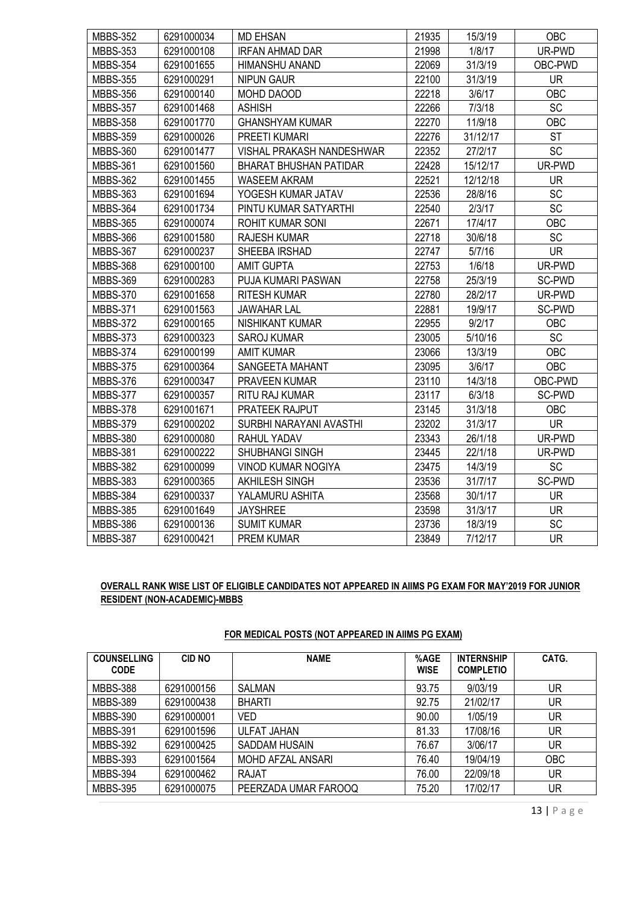| MBBS-352 | 6291000034 | MD EHSAN | 21935 | 15/3/19 | OBC |
|---|---|---|---|---|---|
| MBBS-353 | 6291000108 | IRFAN AHMAD DAR | 21998 | 1/8/17 | UR-PWD |
| MBBS-354 | 6291001655 | HIMANSHU ANAND | 22069 | 31/3/19 | OBC-PWD |
| MBBS-355 | 6291000291 | NIPUN GAUR | 22100 | 31/3/19 | UR |
| MBBS-356 | 6291000140 | MOHD DAOOD | 22218 | 3/6/17 | OBC |
| MBBS-357 | 6291001468 | ASHISH | 22266 | 7/3/18 | SC |
| MBBS-358 | 6291001770 | GHANSHYAM KUMAR | 22270 | 11/9/18 | OBC |
| MBBS-359 | 6291000026 | PREETI KUMARI | 22276 | 31/12/17 | ST |
| MBBS-360 | 6291001477 | VISHAL PRAKASH NANDESHWAR | 22352 | 27/2/17 | SC |
| MBBS-361 | 6291001560 | BHARAT BHUSHAN PATIDAR | 22428 | 15/12/17 | UR-PWD |
| MBBS-362 | 6291001455 | WASEEM AKRAM | 22521 | 12/12/18 | UR |
| MBBS-363 | 6291001694 | YOGESH KUMAR JATAV | 22536 | 28/8/16 | SC |
| MBBS-364 | 6291001734 | PINTU KUMAR SATYARTHI | 22540 | 2/3/17 | SC |
| MBBS-365 | 6291000074 | ROHIT KUMAR SONI | 22671 | 17/4/17 | OBC |
| MBBS-366 | 6291001580 | RAJESH KUMAR | 22718 | 30/6/18 | SC |
| MBBS-367 | 6291000237 | SHEEBA IRSHAD | 22747 | 5/7/16 | UR |
| MBBS-368 | 6291000100 | AMIT GUPTA | 22753 | 1/6/18 | UR-PWD |
| MBBS-369 | 6291000283 | PUJA KUMARI PASWAN | 22758 | 25/3/19 | SC-PWD |
| MBBS-370 | 6291001658 | RITESH KUMAR | 22780 | 28/2/17 | UR-PWD |
| MBBS-371 | 6291001563 | JAWAHAR LAL | 22881 | 19/9/17 | SC-PWD |
| MBBS-372 | 6291000165 | NISHIKANT KUMAR | 22955 | 9/2/17 | OBC |
| MBBS-373 | 6291000323 | SAROJ KUMAR | 23005 | 5/10/16 | SC |
| MBBS-374 | 6291000199 | AMIT KUMAR | 23066 | 13/3/19 | OBC |
| MBBS-375 | 6291000364 | SANGEETA MAHANT | 23095 | 3/6/17 | OBC |
| MBBS-376 | 6291000347 | PRAVEEN KUMAR | 23110 | 14/3/18 | OBC-PWD |
| MBBS-377 | 6291000357 | RITU RAJ KUMAR | 23117 | 6/3/18 | SC-PWD |
| MBBS-378 | 6291001671 | PRATEEK RAJPUT | 23145 | 31/3/18 | OBC |
| MBBS-379 | 6291000202 | SURBHI NARAYANI AVASTHI | 23202 | 31/3/17 | UR |
| MBBS-380 | 6291000080 | RAHUL YADAV | 23343 | 26/1/18 | UR-PWD |
| MBBS-381 | 6291000222 | SHUBHANGI SINGH | 23445 | 22/1/18 | UR-PWD |
| MBBS-382 | 6291000099 | VINOD KUMAR NOGIYA | 23475 | 14/3/19 | SC |
| MBBS-383 | 6291000365 | AKHILESH SINGH | 23536 | 31/7/17 | SC-PWD |
| MBBS-384 | 6291000337 | YALAMURU ASHITA | 23568 | 30/1/17 | UR |
| MBBS-385 | 6291001649 | JAYSHREE | 23598 | 31/3/17 | UR |
| MBBS-386 | 6291000136 | SUMIT KUMAR | 23736 | 18/3/19 | SC |
| MBBS-387 | 6291000421 | PREM KUMAR | 23849 | 7/12/17 | UR |

**OVERALL RANK WISE LIST OF ELIGIBLE CANDIDATES NOT APPEARED IN AIIMS PG EXAM FOR MAY'2019 FOR JUNIOR RESIDENT (NON-ACADEMIC)-MBBS**

**FOR MEDICAL POSTS (NOT APPEARED IN AIIMS PG EXAM)**

| COUNSELLING CODE | CID NO | NAME | %AGE WISE | INTERNSHIP COMPLETION | CATG. |
|---|---|---|---|---|---|
| MBBS-388 | 6291000156 | SALMAN | 93.75 | 9/03/19 | UR |
| MBBS-389 | 6291000438 | BHARTI | 92.75 | 21/02/17 | UR |
| MBBS-390 | 6291000001 | VED | 90.00 | 1/05/19 | UR |
| MBBS-391 | 6291001596 | ULFAT JAHAN | 81.33 | 17/08/16 | UR |
| MBBS-392 | 6291000425 | SADDAM HUSAIN | 76.67 | 3/06/17 | UR |
| MBBS-393 | 6291001564 | MOHD AFZAL ANSARI | 76.40 | 19/04/19 | OBC |
| MBBS-394 | 6291000462 | RAJAT | 76.00 | 22/09/18 | UR |
| MBBS-395 | 6291000075 | PEERZADA UMAR FAROOQ | 75.20 | 17/02/17 | UR |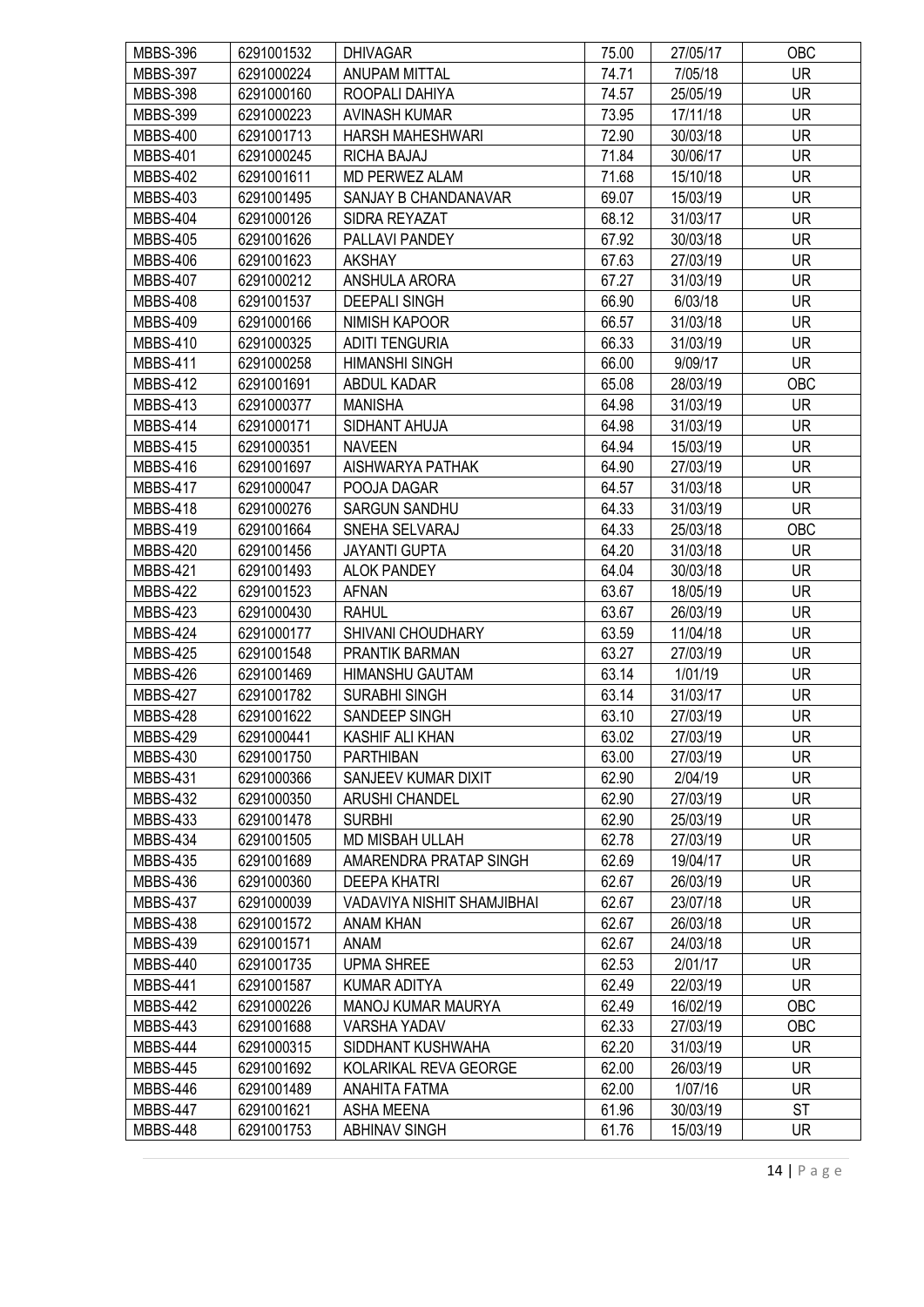| MBBS-396 | 6291001532 | DHIVAGAR | 75.00 | 27/05/17 | OBC |
|---|---|---|---|---|---|
| MBBS-397 | 6291000224 | ANUPAM MITTAL | 74.71 | 7/05/18 | UR |
| MBBS-398 | 6291000160 | ROOPALI DAHIYA | 74.57 | 25/05/19 | UR |
| MBBS-399 | 6291000223 | AVINASH KUMAR | 73.95 | 17/11/18 | UR |
| MBBS-400 | 6291001713 | HARSH MAHESHWARI | 72.90 | 30/03/18 | UR |
| MBBS-401 | 6291000245 | RICHA BAJAJ | 71.84 | 30/06/17 | UR |
| MBBS-402 | 6291001611 | MD PERWEZ ALAM | 71.68 | 15/10/18 | UR |
| MBBS-403 | 6291001495 | SANJAY B CHANDANAVAR | 69.07 | 15/03/19 | UR |
| MBBS-404 | 6291000126 | SIDRA REYAZAT | 68.12 | 31/03/17 | UR |
| MBBS-405 | 6291001626 | PALLAVI PANDEY | 67.92 | 30/03/18 | UR |
| MBBS-406 | 6291001623 | AKSHAY | 67.63 | 27/03/19 | UR |
| MBBS-407 | 6291000212 | ANSHULA ARORA | 67.27 | 31/03/19 | UR |
| MBBS-408 | 6291001537 | DEEPALI SINGH | 66.90 | 6/03/18 | UR |
| MBBS-409 | 6291000166 | NIMISH KAPOOR | 66.57 | 31/03/18 | UR |
| MBBS-410 | 6291000325 | ADITI TENGURIA | 66.33 | 31/03/19 | UR |
| MBBS-411 | 6291000258 | HIMANSHI SINGH | 66.00 | 9/09/17 | UR |
| MBBS-412 | 6291001691 | ABDUL KADAR | 65.08 | 28/03/19 | OBC |
| MBBS-413 | 6291000377 | MANISHA | 64.98 | 31/03/19 | UR |
| MBBS-414 | 6291000171 | SIDHANT AHUJA | 64.98 | 31/03/19 | UR |
| MBBS-415 | 6291000351 | NAVEEN | 64.94 | 15/03/19 | UR |
| MBBS-416 | 6291001697 | AISHWARYA PATHAK | 64.90 | 27/03/19 | UR |
| MBBS-417 | 6291000047 | POOJA DAGAR | 64.57 | 31/03/18 | UR |
| MBBS-418 | 6291000276 | SARGUN SANDHU | 64.33 | 31/03/19 | UR |
| MBBS-419 | 6291001664 | SNEHA SELVARAJ | 64.33 | 25/03/18 | OBC |
| MBBS-420 | 6291001456 | JAYANTI GUPTA | 64.20 | 31/03/18 | UR |
| MBBS-421 | 6291001493 | ALOK PANDEY | 64.04 | 30/03/18 | UR |
| MBBS-422 | 6291001523 | AFNAN | 63.67 | 18/05/19 | UR |
| MBBS-423 | 6291000430 | RAHUL | 63.67 | 26/03/19 | UR |
| MBBS-424 | 6291000177 | SHIVANI CHOUDHARY | 63.59 | 11/04/18 | UR |
| MBBS-425 | 6291001548 | PRANTIK BARMAN | 63.27 | 27/03/19 | UR |
| MBBS-426 | 6291001469 | HIMANSHU GAUTAM | 63.14 | 1/01/19 | UR |
| MBBS-427 | 6291001782 | SURABHI SINGH | 63.14 | 31/03/17 | UR |
| MBBS-428 | 6291001622 | SANDEEP SINGH | 63.10 | 27/03/19 | UR |
| MBBS-429 | 6291000441 | KASHIF ALI KHAN | 63.02 | 27/03/19 | UR |
| MBBS-430 | 6291001750 | PARTHIBAN | 63.00 | 27/03/19 | UR |
| MBBS-431 | 6291000366 | SANJEEV KUMAR DIXIT | 62.90 | 2/04/19 | UR |
| MBBS-432 | 6291000350 | ARUSHI CHANDEL | 62.90 | 27/03/19 | UR |
| MBBS-433 | 6291001478 | SURBHI | 62.90 | 25/03/19 | UR |
| MBBS-434 | 6291001505 | MD MISBAH ULLAH | 62.78 | 27/03/19 | UR |
| MBBS-435 | 6291001689 | AMARENDRA PRATAP SINGH | 62.69 | 19/04/17 | UR |
| MBBS-436 | 6291000360 | DEEPA KHATRI | 62.67 | 26/03/19 | UR |
| MBBS-437 | 6291000039 | VADAVIYA NISHIT SHAMJIBHAI | 62.67 | 23/07/18 | UR |
| MBBS-438 | 6291001572 | ANAM KHAN | 62.67 | 26/03/18 | UR |
| MBBS-439 | 6291001571 | ANAM | 62.67 | 24/03/18 | UR |
| MBBS-440 | 6291001735 | UPMA SHREE | 62.53 | 2/01/17 | UR |
| MBBS-441 | 6291001587 | KUMAR ADITYA | 62.49 | 22/03/19 | UR |
| MBBS-442 | 6291000226 | MANOJ KUMAR MAURYA | 62.49 | 16/02/19 | OBC |
| MBBS-443 | 6291001688 | VARSHA YADAV | 62.33 | 27/03/19 | OBC |
| MBBS-444 | 6291000315 | SIDDHANT KUSHWAHA | 62.20 | 31/03/19 | UR |
| MBBS-445 | 6291001692 | KOLARIKAL REVA GEORGE | 62.00 | 26/03/19 | UR |
| MBBS-446 | 6291001489 | ANAHITA FATMA | 62.00 | 1/07/16 | UR |
| MBBS-447 | 6291001621 | ASHA MEENA | 61.96 | 30/03/19 | ST |
| MBBS-448 | 6291001753 | ABHINAV SINGH | 61.76 | 15/03/19 | UR |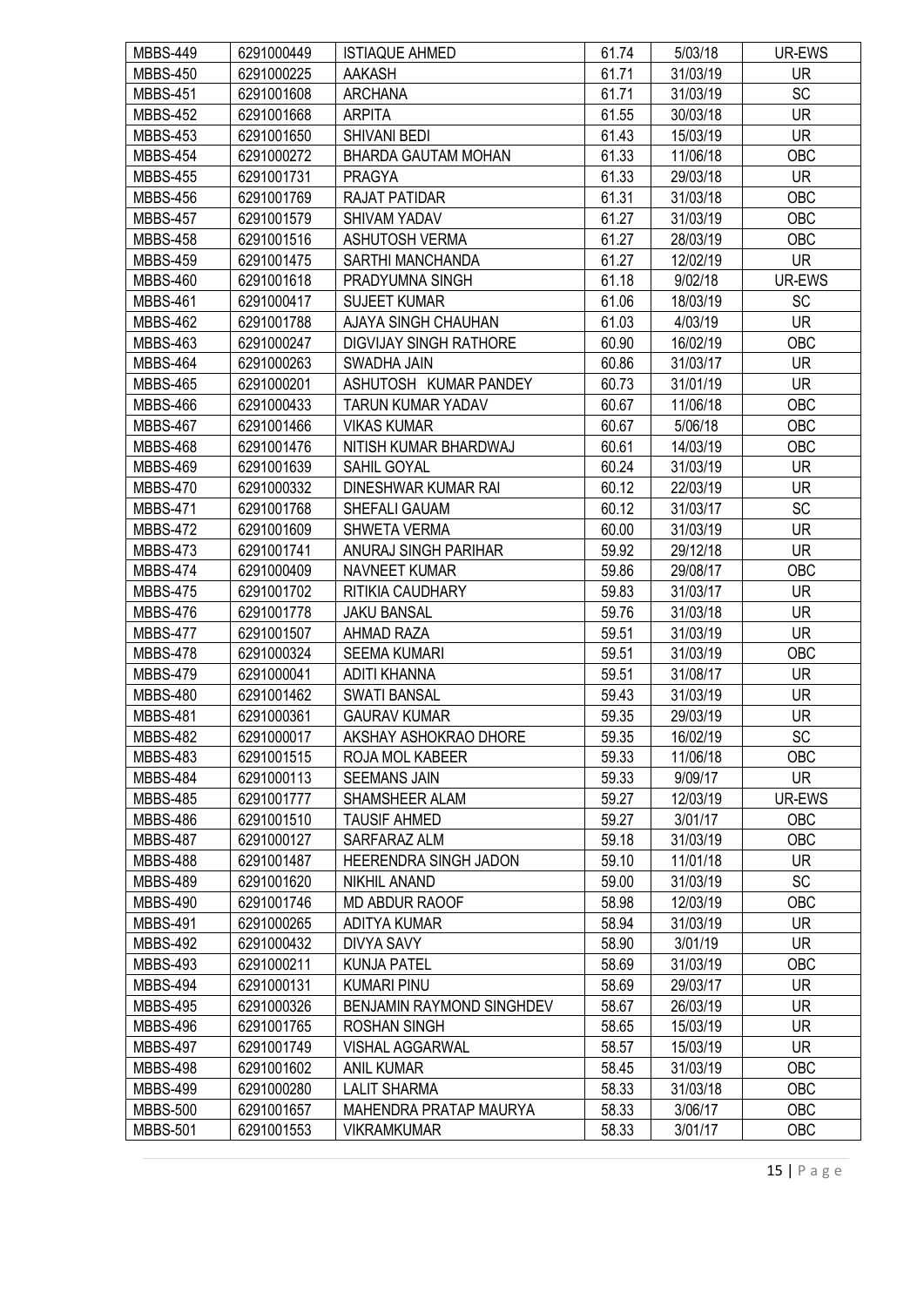| MBBS-449 | 6291000449 | ISTIAQUE AHMED | 61.74 | 5/03/18 | UR-EWS |
|---|---|---|---|---|---|
| MBBS-450 | 6291000225 | AAKASH | 61.71 | 31/03/19 | UR |
| MBBS-451 | 6291001608 | ARCHANA | 61.71 | 31/03/19 | SC |
| MBBS-452 | 6291001668 | ARPITA | 61.55 | 30/03/18 | UR |
| MBBS-453 | 6291001650 | SHIVANI BEDI | 61.43 | 15/03/19 | UR |
| MBBS-454 | 6291000272 | BHARDA GAUTAM MOHAN | 61.33 | 11/06/18 | OBC |
| MBBS-455 | 6291001731 | PRAGYA | 61.33 | 29/03/18 | UR |
| MBBS-456 | 6291001769 | RAJAT PATIDAR | 61.31 | 31/03/18 | OBC |
| MBBS-457 | 6291001579 | SHIVAM YADAV | 61.27 | 31/03/19 | OBC |
| MBBS-458 | 6291001516 | ASHUTOSH VERMA | 61.27 | 28/03/19 | OBC |
| MBBS-459 | 6291001475 | SARTHI MANCHANDA | 61.27 | 12/02/19 | UR |
| MBBS-460 | 6291001618 | PRADYUMNA SINGH | 61.18 | 9/02/18 | UR-EWS |
| MBBS-461 | 6291000417 | SUJEET KUMAR | 61.06 | 18/03/19 | SC |
| MBBS-462 | 6291001788 | AJAYA SINGH CHAUHAN | 61.03 | 4/03/19 | UR |
| MBBS-463 | 6291000247 | DIGVIJAY SINGH RATHORE | 60.90 | 16/02/19 | OBC |
| MBBS-464 | 6291000263 | SWADHA JAIN | 60.86 | 31/03/17 | UR |
| MBBS-465 | 6291000201 | ASHUTOSH KUMAR PANDEY | 60.73 | 31/01/19 | UR |
| MBBS-466 | 6291000433 | TARUN KUMAR YADAV | 60.67 | 11/06/18 | OBC |
| MBBS-467 | 6291001466 | VIKAS KUMAR | 60.67 | 5/06/18 | OBC |
| MBBS-468 | 6291001476 | NITISH KUMAR BHARDWAJ | 60.61 | 14/03/19 | OBC |
| MBBS-469 | 6291001639 | SAHIL GOYAL | 60.24 | 31/03/19 | UR |
| MBBS-470 | 6291000332 | DINESHWAR KUMAR RAI | 60.12 | 22/03/19 | UR |
| MBBS-471 | 6291001768 | SHEFALI GAUAM | 60.12 | 31/03/17 | SC |
| MBBS-472 | 6291001609 | SHWETA VERMA | 60.00 | 31/03/19 | UR |
| MBBS-473 | 6291001741 | ANURAJ SINGH PARIHAR | 59.92 | 29/12/18 | UR |
| MBBS-474 | 6291000409 | NAVNEET KUMAR | 59.86 | 29/08/17 | OBC |
| MBBS-475 | 6291001702 | RITIKIA CAUDHARY | 59.83 | 31/03/17 | UR |
| MBBS-476 | 6291001778 | JAKU BANSAL | 59.76 | 31/03/18 | UR |
| MBBS-477 | 6291001507 | AHMAD RAZA | 59.51 | 31/03/19 | UR |
| MBBS-478 | 6291000324 | SEEMA KUMARI | 59.51 | 31/03/19 | OBC |
| MBBS-479 | 6291000041 | ADITI KHANNA | 59.51 | 31/08/17 | UR |
| MBBS-480 | 6291001462 | SWATI BANSAL | 59.43 | 31/03/19 | UR |
| MBBS-481 | 6291000361 | GAURAV KUMAR | 59.35 | 29/03/19 | UR |
| MBBS-482 | 6291000017 | AKSHAY ASHOKRAO DHORE | 59.35 | 16/02/19 | SC |
| MBBS-483 | 6291001515 | ROJA MOL KABEER | 59.33 | 11/06/18 | OBC |
| MBBS-484 | 6291000113 | SEEMANS JAIN | 59.33 | 9/09/17 | UR |
| MBBS-485 | 6291001777 | SHAMSHEER ALAM | 59.27 | 12/03/19 | UR-EWS |
| MBBS-486 | 6291001510 | TAUSIF AHMED | 59.27 | 3/01/17 | OBC |
| MBBS-487 | 6291000127 | SARFARAZ ALM | 59.18 | 31/03/19 | OBC |
| MBBS-488 | 6291001487 | HEERENDRA SINGH JADON | 59.10 | 11/01/18 | UR |
| MBBS-489 | 6291001620 | NIKHIL ANAND | 59.00 | 31/03/19 | SC |
| MBBS-490 | 6291001746 | MD ABDUR RAOOF | 58.98 | 12/03/19 | OBC |
| MBBS-491 | 6291000265 | ADITYA KUMAR | 58.94 | 31/03/19 | UR |
| MBBS-492 | 6291000432 | DIVYA SAVY | 58.90 | 3/01/19 | UR |
| MBBS-493 | 6291000211 | KUNJA PATEL | 58.69 | 31/03/19 | OBC |
| MBBS-494 | 6291000131 | KUMARI PINU | 58.69 | 29/03/17 | UR |
| MBBS-495 | 6291000326 | BENJAMIN RAYMOND SINGHDEV | 58.67 | 26/03/19 | UR |
| MBBS-496 | 6291001765 | ROSHAN SINGH | 58.65 | 15/03/19 | UR |
| MBBS-497 | 6291001749 | VISHAL AGGARWAL | 58.57 | 15/03/19 | UR |
| MBBS-498 | 6291001602 | ANIL KUMAR | 58.45 | 31/03/19 | OBC |
| MBBS-499 | 6291000280 | LALIT SHARMA | 58.33 | 31/03/18 | OBC |
| MBBS-500 | 6291001657 | MAHENDRA PRATAP MAURYA | 58.33 | 3/06/17 | OBC |
| MBBS-501 | 6291001553 | VIKRAMKUMAR | 58.33 | 3/01/17 | OBC |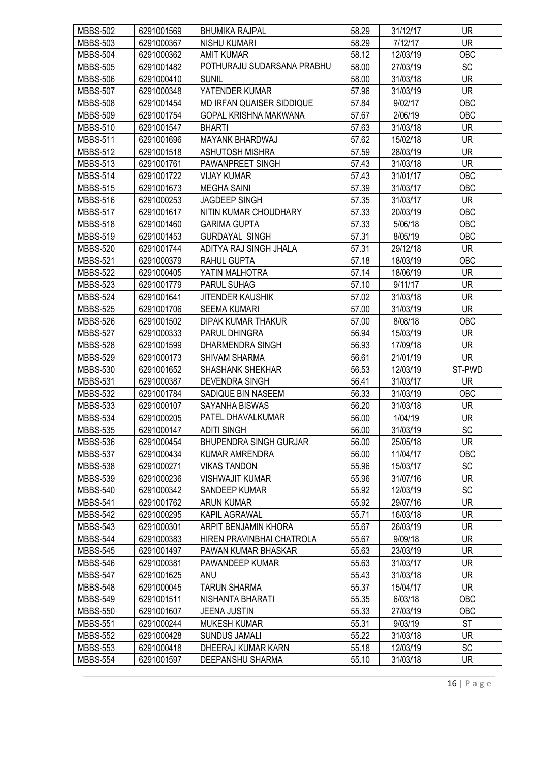| MBBS-502 | 6291001569 | BHUMIKA RAJPAL | 58.29 | 31/12/17 | UR |
|---|---|---|---|---|---|
| MBBS-503 | 6291000367 | NISHU KUMARI | 58.29 | 7/12/17 | UR |
| MBBS-504 | 6291000362 | AMIT KUMAR | 58.12 | 12/03/19 | OBC |
| MBBS-505 | 6291001482 | POTHURAJU SUDARSANA PRABHU | 58.00 | 27/03/19 | SC |
| MBBS-506 | 6291000410 | SUNIL | 58.00 | 31/03/18 | UR |
| MBBS-507 | 6291000348 | YATENDER KUMAR | 57.96 | 31/03/19 | UR |
| MBBS-508 | 6291001454 | MD IRFAN QUAISER SIDDIQUE | 57.84 | 9/02/17 | OBC |
| MBBS-509 | 6291001754 | GOPAL KRISHNA MAKWANA | 57.67 | 2/06/19 | OBC |
| MBBS-510 | 6291001547 | BHARTI | 57.63 | 31/03/18 | UR |
| MBBS-511 | 6291001696 | MAYANK BHARDWAJ | 57.62 | 15/02/18 | UR |
| MBBS-512 | 6291001518 | ASHUTOSH MISHRA | 57.59 | 28/03/19 | UR |
| MBBS-513 | 6291001761 | PAWANPREET SINGH | 57.43 | 31/03/18 | UR |
| MBBS-514 | 6291001722 | VIJAY KUMAR | 57.43 | 31/01/17 | OBC |
| MBBS-515 | 6291001673 | MEGHA SAINI | 57.39 | 31/03/17 | OBC |
| MBBS-516 | 6291000253 | JAGDEEP SINGH | 57.35 | 31/03/17 | UR |
| MBBS-517 | 6291001617 | NITIN KUMAR CHOUDHARY | 57.33 | 20/03/19 | OBC |
| MBBS-518 | 6291001460 | GARIMA GUPTA | 57.33 | 5/06/18 | OBC |
| MBBS-519 | 6291001453 | GURDAYAL SINGH | 57.31 | 8/05/19 | OBC |
| MBBS-520 | 6291001744 | ADITYA RAJ SINGH JHALA | 57.31 | 29/12/18 | UR |
| MBBS-521 | 6291000379 | RAHUL GUPTA | 57.18 | 18/03/19 | OBC |
| MBBS-522 | 6291000405 | YATIN MALHOTRA | 57.14 | 18/06/19 | UR |
| MBBS-523 | 6291001779 | PARUL SUHAG | 57.10 | 9/11/17 | UR |
| MBBS-524 | 6291001641 | JITENDER KAUSHIK | 57.02 | 31/03/18 | UR |
| MBBS-525 | 6291001706 | SEEMA KUMARI | 57.00 | 31/03/19 | UR |
| MBBS-526 | 6291001502 | DIPAK KUMAR THAKUR | 57.00 | 8/08/18 | OBC |
| MBBS-527 | 6291000333 | PARUL DHINGRA | 56.94 | 15/03/19 | UR |
| MBBS-528 | 6291001599 | DHARMENDRA SINGH | 56.93 | 17/09/18 | UR |
| MBBS-529 | 6291000173 | SHIVAM SHARMA | 56.61 | 21/01/19 | UR |
| MBBS-530 | 6291001652 | SHASHANK SHEKHAR | 56.53 | 12/03/19 | ST-PWD |
| MBBS-531 | 6291000387 | DEVENDRA SINGH | 56.41 | 31/03/17 | UR |
| MBBS-532 | 6291001784 | SADIQUE BIN NASEEM | 56.33 | 31/03/19 | OBC |
| MBBS-533 | 6291000107 | SAYANHA BISWAS | 56.20 | 31/03/18 | UR |
| MBBS-534 | 6291000205 | PATEL DHAVALKUMAR | 56.00 | 1/04/19 | UR |
| MBBS-535 | 6291000147 | ADITI SINGH | 56.00 | 31/03/19 | SC |
| MBBS-536 | 6291000454 | BHUPENDRA SINGH GURJAR | 56.00 | 25/05/18 | UR |
| MBBS-537 | 6291000434 | KUMAR AMRENDRA | 56.00 | 11/04/17 | OBC |
| MBBS-538 | 6291000271 | VIKAS TANDON | 55.96 | 15/03/17 | SC |
| MBBS-539 | 6291000236 | VISHWAJIT KUMAR | 55.96 | 31/07/16 | UR |
| MBBS-540 | 6291000342 | SANDEEP KUMAR | 55.92 | 12/03/19 | SC |
| MBBS-541 | 6291001762 | ARUN KUMAR | 55.92 | 29/07/16 | UR |
| MBBS-542 | 6291000295 | KAPIL AGRAWAL | 55.71 | 16/03/18 | UR |
| MBBS-543 | 6291000301 | ARPIT BENJAMIN KHORA | 55.67 | 26/03/19 | UR |
| MBBS-544 | 6291000383 | HIREN PRAVINBHAI CHATROLA | 55.67 | 9/09/18 | UR |
| MBBS-545 | 6291001497 | PAWAN KUMAR BHASKAR | 55.63 | 23/03/19 | UR |
| MBBS-546 | 6291000381 | PAWANDEEP KUMAR | 55.63 | 31/03/17 | UR |
| MBBS-547 | 6291001625 | ANU | 55.43 | 31/03/18 | UR |
| MBBS-548 | 6291000045 | TARUN SHARMA | 55.37 | 15/04/17 | UR |
| MBBS-549 | 6291001511 | NISHANTA BHARATI | 55.35 | 6/03/18 | OBC |
| MBBS-550 | 6291001607 | JEENA JUSTIN | 55.33 | 27/03/19 | OBC |
| MBBS-551 | 6291000244 | MUKESH KUMAR | 55.31 | 9/03/19 | ST |
| MBBS-552 | 6291000428 | SUNDUS JAMALI | 55.22 | 31/03/18 | UR |
| MBBS-553 | 6291000418 | DHEERAJ KUMAR KARN | 55.18 | 12/03/19 | SC |
| MBBS-554 | 6291001597 | DEEPANSHU SHARMA | 55.10 | 31/03/18 | UR |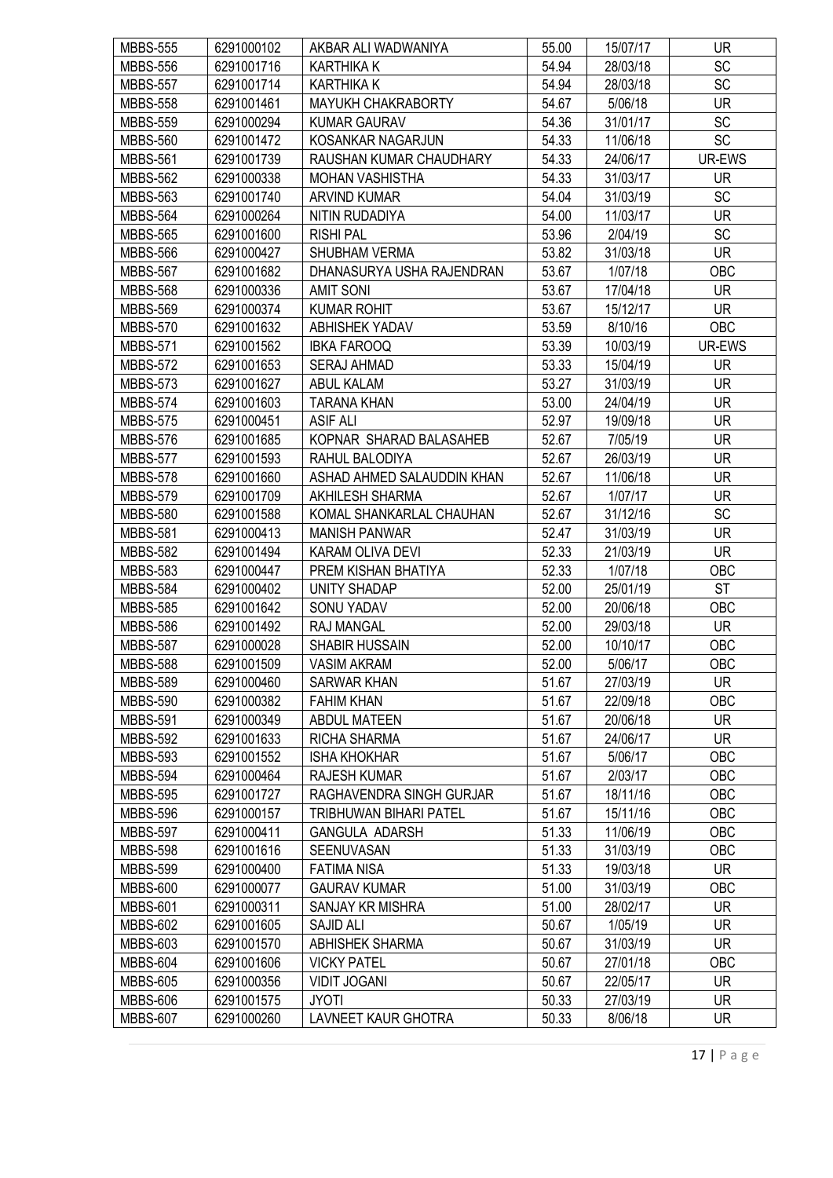| MBBS-555 | 6291000102 | AKBAR ALI WADWANIYA | 55.00 | 15/07/17 | UR |
|---|---|---|---|---|---|
| MBBS-556 | 6291001716 | KARTHIKA K | 54.94 | 28/03/18 | SC |
| MBBS-557 | 6291001714 | KARTHIKA K | 54.94 | 28/03/18 | SC |
| MBBS-558 | 6291001461 | MAYUKH CHAKRABORTY | 54.67 | 5/06/18 | UR |
| MBBS-559 | 6291000294 | KUMAR GAURAV | 54.36 | 31/01/17 | SC |
| MBBS-560 | 6291001472 | KOSANKAR NAGARJUN | 54.33 | 11/06/18 | SC |
| MBBS-561 | 6291001739 | RAUSHAN KUMAR CHAUDHARY | 54.33 | 24/06/17 | UR-EWS |
| MBBS-562 | 6291000338 | MOHAN VASHISTHA | 54.33 | 31/03/17 | UR |
| MBBS-563 | 6291001740 | ARVIND KUMAR | 54.04 | 31/03/19 | SC |
| MBBS-564 | 6291000264 | NITIN RUDADIYA | 54.00 | 11/03/17 | UR |
| MBBS-565 | 6291001600 | RISHI PAL | 53.96 | 2/04/19 | SC |
| MBBS-566 | 6291000427 | SHUBHAM VERMA | 53.82 | 31/03/18 | UR |
| MBBS-567 | 6291001682 | DHANASURYA USHA RAJENDRAN | 53.67 | 1/07/18 | OBC |
| MBBS-568 | 6291000336 | AMIT SONI | 53.67 | 17/04/18 | UR |
| MBBS-569 | 6291000374 | KUMAR ROHIT | 53.67 | 15/12/17 | UR |
| MBBS-570 | 6291001632 | ABHISHEK YADAV | 53.59 | 8/10/16 | OBC |
| MBBS-571 | 6291001562 | IBKA FAROOQ | 53.39 | 10/03/19 | UR-EWS |
| MBBS-572 | 6291001653 | SERAJ AHMAD | 53.33 | 15/04/19 | UR |
| MBBS-573 | 6291001627 | ABUL KALAM | 53.27 | 31/03/19 | UR |
| MBBS-574 | 6291001603 | TARANA KHAN | 53.00 | 24/04/19 | UR |
| MBBS-575 | 6291000451 | ASIF ALI | 52.97 | 19/09/18 | UR |
| MBBS-576 | 6291001685 | KOPNAR SHARAD BALASAHEB | 52.67 | 7/05/19 | UR |
| MBBS-577 | 6291001593 | RAHUL BALODIYA | 52.67 | 26/03/19 | UR |
| MBBS-578 | 6291001660 | ASHAD AHMED SALAUDDIN KHAN | 52.67 | 11/06/18 | UR |
| MBBS-579 | 6291001709 | AKHILESH SHARMA | 52.67 | 1/07/17 | UR |
| MBBS-580 | 6291001588 | KOMAL SHANKARLAL CHAUHAN | 52.67 | 31/12/16 | SC |
| MBBS-581 | 6291000413 | MANISH PANWAR | 52.47 | 31/03/19 | UR |
| MBBS-582 | 6291001494 | KARAM OLIVA DEVI | 52.33 | 21/03/19 | UR |
| MBBS-583 | 6291000447 | PREM KISHAN BHATIYA | 52.33 | 1/07/18 | OBC |
| MBBS-584 | 6291000402 | UNITY SHADAP | 52.00 | 25/01/19 | ST |
| MBBS-585 | 6291001642 | SONU YADAV | 52.00 | 20/06/18 | OBC |
| MBBS-586 | 6291001492 | RAJ MANGAL | 52.00 | 29/03/18 | UR |
| MBBS-587 | 6291000028 | SHABIR HUSSAIN | 52.00 | 10/10/17 | OBC |
| MBBS-588 | 6291001509 | VASIM AKRAM | 52.00 | 5/06/17 | OBC |
| MBBS-589 | 6291000460 | SARWAR KHAN | 51.67 | 27/03/19 | UR |
| MBBS-590 | 6291000382 | FAHIM KHAN | 51.67 | 22/09/18 | OBC |
| MBBS-591 | 6291000349 | ABDUL MATEEN | 51.67 | 20/06/18 | UR |
| MBBS-592 | 6291001633 | RICHA SHARMA | 51.67 | 24/06/17 | UR |
| MBBS-593 | 6291001552 | ISHA KHOKHAR | 51.67 | 5/06/17 | OBC |
| MBBS-594 | 6291000464 | RAJESH KUMAR | 51.67 | 2/03/17 | OBC |
| MBBS-595 | 6291001727 | RAGHAVENDRA SINGH GURJAR | 51.67 | 18/11/16 | OBC |
| MBBS-596 | 6291000157 | TRIBHUWAN BIHARI PATEL | 51.67 | 15/11/16 | OBC |
| MBBS-597 | 6291000411 | GANGULA ADARSH | 51.33 | 11/06/19 | OBC |
| MBBS-598 | 6291001616 | SEENUVASAN | 51.33 | 31/03/19 | OBC |
| MBBS-599 | 6291000400 | FATIMA NISA | 51.33 | 19/03/18 | UR |
| MBBS-600 | 6291000077 | GAURAV KUMAR | 51.00 | 31/03/19 | OBC |
| MBBS-601 | 6291000311 | SANJAY KR MISHRA | 51.00 | 28/02/17 | UR |
| MBBS-602 | 6291001605 | SAJID ALI | 50.67 | 1/05/19 | UR |
| MBBS-603 | 6291001570 | ABHISHEK SHARMA | 50.67 | 31/03/19 | UR |
| MBBS-604 | 6291001606 | VICKY PATEL | 50.67 | 27/01/18 | OBC |
| MBBS-605 | 6291000356 | VIDIT JOGANI | 50.67 | 22/05/17 | UR |
| MBBS-606 | 6291001575 | JYOTI | 50.33 | 27/03/19 | UR |
| MBBS-607 | 6291000260 | LAVNEET KAUR GHOTRA | 50.33 | 8/06/18 | UR |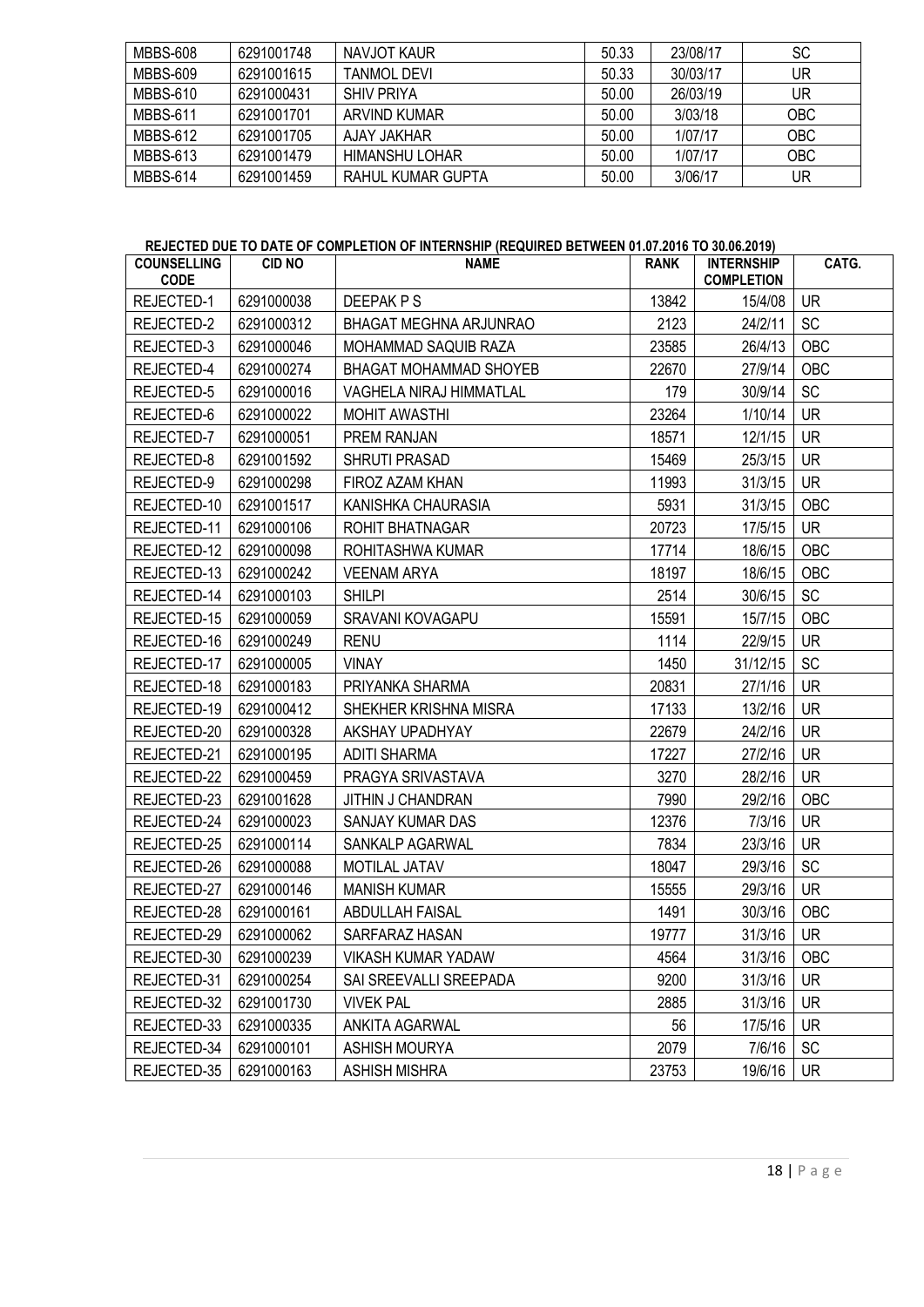| MBBS-608 | 6291001748 | NAVJOT KAUR | 50.33 | 23/08/17 | SC |
|---|---|---|---|---|---|
| MBBS-609 | 6291001615 | TANMOL DEVI | 50.33 | 30/03/17 | UR |
| MBBS-610 | 6291000431 | SHIV PRIYA | 50.00 | 26/03/19 | UR |
| MBBS-611 | 6291001701 | ARVIND KUMAR | 50.00 | 3/03/18 | OBC |
| MBBS-612 | 6291001705 | AJAY JAKHAR | 50.00 | 1/07/17 | OBC |
| MBBS-613 | 6291001479 | HIMANSHU LOHAR | 50.00 | 1/07/17 | OBC |
| MBBS-614 | 6291001459 | RAHUL KUMAR GUPTA | 50.00 | 3/06/17 | UR |

**REJECTED DUE TO DATE OF COMPLETION OF INTERNSHIP (REQUIRED BETWEEN 01.07.2016 TO 30.06.2019)**

| COUNSELLING CODE | CID NO | NAME | RANK | INTERNSHIP COMPLETION | CATG. |
|---|---|---|---|---|---|
| REJECTED-1 | 6291000038 | DEEPAK P S | 13842 | 15/4/08 | UR |
| REJECTED-2 | 6291000312 | BHAGAT MEGHNA ARJUNRAO | 2123 | 24/2/11 | SC |
| REJECTED-3 | 6291000046 | MOHAMMAD SAQUIB RAZA | 23585 | 26/4/13 | OBC |
| REJECTED-4 | 6291000274 | BHAGAT MOHAMMAD SHOYEB | 22670 | 27/9/14 | OBC |
| REJECTED-5 | 6291000016 | VAGHELA NIRAJ HIMMATLAL | 179 | 30/9/14 | SC |
| REJECTED-6 | 6291000022 | MOHIT AWASTHI | 23264 | 1/10/14 | UR |
| REJECTED-7 | 6291000051 | PREM RANJAN | 18571 | 12/1/15 | UR |
| REJECTED-8 | 6291001592 | SHRUTI PRASAD | 15469 | 25/3/15 | UR |
| REJECTED-9 | 6291000298 | FIROZ AZAM KHAN | 11993 | 31/3/15 | UR |
| REJECTED-10 | 6291001517 | KANISHKA CHAURASIA | 5931 | 31/3/15 | OBC |
| REJECTED-11 | 6291000106 | ROHIT BHATNAGAR | 20723 | 17/5/15 | UR |
| REJECTED-12 | 6291000098 | ROHITASHWA KUMAR | 17714 | 18/6/15 | OBC |
| REJECTED-13 | 6291000242 | VEENAM ARYA | 18197 | 18/6/15 | OBC |
| REJECTED-14 | 6291000103 | SHILPI | 2514 | 30/6/15 | SC |
| REJECTED-15 | 6291000059 | SRAVANI KOVAGAPU | 15591 | 15/7/15 | OBC |
| REJECTED-16 | 6291000249 | RENU | 1114 | 22/9/15 | UR |
| REJECTED-17 | 6291000005 | VINAY | 1450 | 31/12/15 | SC |
| REJECTED-18 | 6291000183 | PRIYANKA SHARMA | 20831 | 27/1/16 | UR |
| REJECTED-19 | 6291000412 | SHEKHER KRISHNA MISRA | 17133 | 13/2/16 | UR |
| REJECTED-20 | 6291000328 | AKSHAY UPADHYAY | 22679 | 24/2/16 | UR |
| REJECTED-21 | 6291000195 | ADITI SHARMA | 17227 | 27/2/16 | UR |
| REJECTED-22 | 6291000459 | PRAGYA SRIVASTAVA | 3270 | 28/2/16 | UR |
| REJECTED-23 | 6291001628 | JITHIN J CHANDRAN | 7990 | 29/2/16 | OBC |
| REJECTED-24 | 6291000023 | SANJAY KUMAR DAS | 12376 | 7/3/16 | UR |
| REJECTED-25 | 6291000114 | SANKALP AGARWAL | 7834 | 23/3/16 | UR |
| REJECTED-26 | 6291000088 | MOTILAL JATAV | 18047 | 29/3/16 | SC |
| REJECTED-27 | 6291000146 | MANISH KUMAR | 15555 | 29/3/16 | UR |
| REJECTED-28 | 6291000161 | ABDULLAH FAISAL | 1491 | 30/3/16 | OBC |
| REJECTED-29 | 6291000062 | SARFARAZ HASAN | 19777 | 31/3/16 | UR |
| REJECTED-30 | 6291000239 | VIKASH KUMAR YADAW | 4564 | 31/3/16 | OBC |
| REJECTED-31 | 6291000254 | SAI SREEVALLI SREEPADA | 9200 | 31/3/16 | UR |
| REJECTED-32 | 6291001730 | VIVEK PAL | 2885 | 31/3/16 | UR |
| REJECTED-33 | 6291000335 | ANKITA AGARWAL | 56 | 17/5/16 | UR |
| REJECTED-34 | 6291000101 | ASHISH MOURYA | 2079 | 7/6/16 | SC |
| REJECTED-35 | 6291000163 | ASHISH MISHRA | 23753 | 19/6/16 | UR |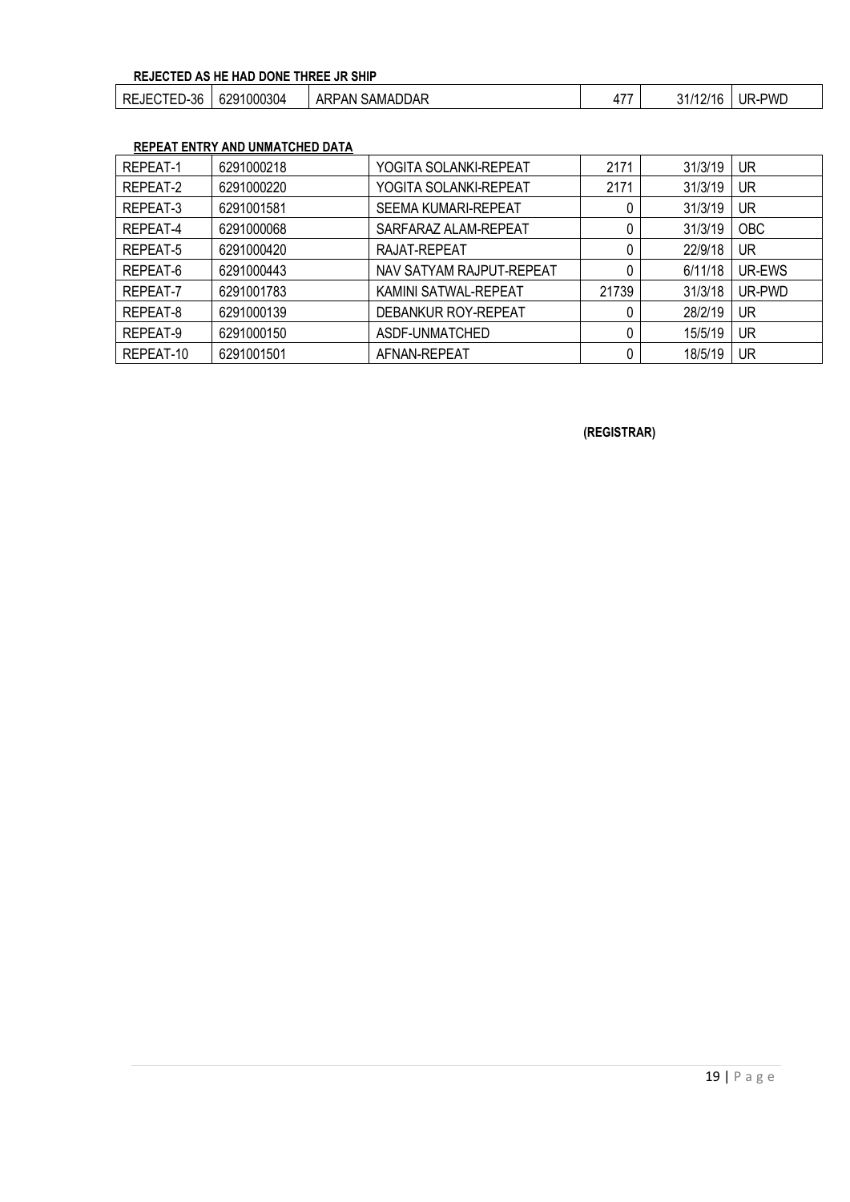**REJECTED AS HE HAD DONE THREE JR SHIP**

| | | | | | |
|---|---|---|---|---|---|
| REJECTED-36 | 6291000304 | ARPAN SAMADDAR | 477 | 31/12/16 | UR-PWD |

**REPEAT ENTRY AND UNMATCHED DATA**

| | | | | | |
|---|---|---|---|---|---|
| REPEAT-1 | 6291000218 | YOGITA SOLANKI-REPEAT | 2171 | 31/3/19 | UR |
| REPEAT-2 | 6291000220 | YOGITA SOLANKI-REPEAT | 2171 | 31/3/19 | UR |
| REPEAT-3 | 6291001581 | SEEMA KUMARI-REPEAT | 0 | 31/3/19 | UR |
| REPEAT-4 | 6291000068 | SARFARAZ ALAM-REPEAT | 0 | 31/3/19 | OBC |
| REPEAT-5 | 6291000420 | RAJAT-REPEAT | 0 | 22/9/18 | UR |
| REPEAT-6 | 6291000443 | NAV SATYAM RAJPUT-REPEAT | 0 | 6/11/18 | UR-EWS |
| REPEAT-7 | 6291001783 | KAMINI SATWAL-REPEAT | 21739 | 31/3/18 | UR-PWD |
| REPEAT-8 | 6291000139 | DEBANKUR ROY-REPEAT | 0 | 28/2/19 | UR |
| REPEAT-9 | 6291000150 | ASDF-UNMATCHED | 0 | 15/5/19 | UR |
| REPEAT-10 | 6291001501 | AFNAN-REPEAT | 0 | 18/5/19 | UR |

**(REGISTRAR)**